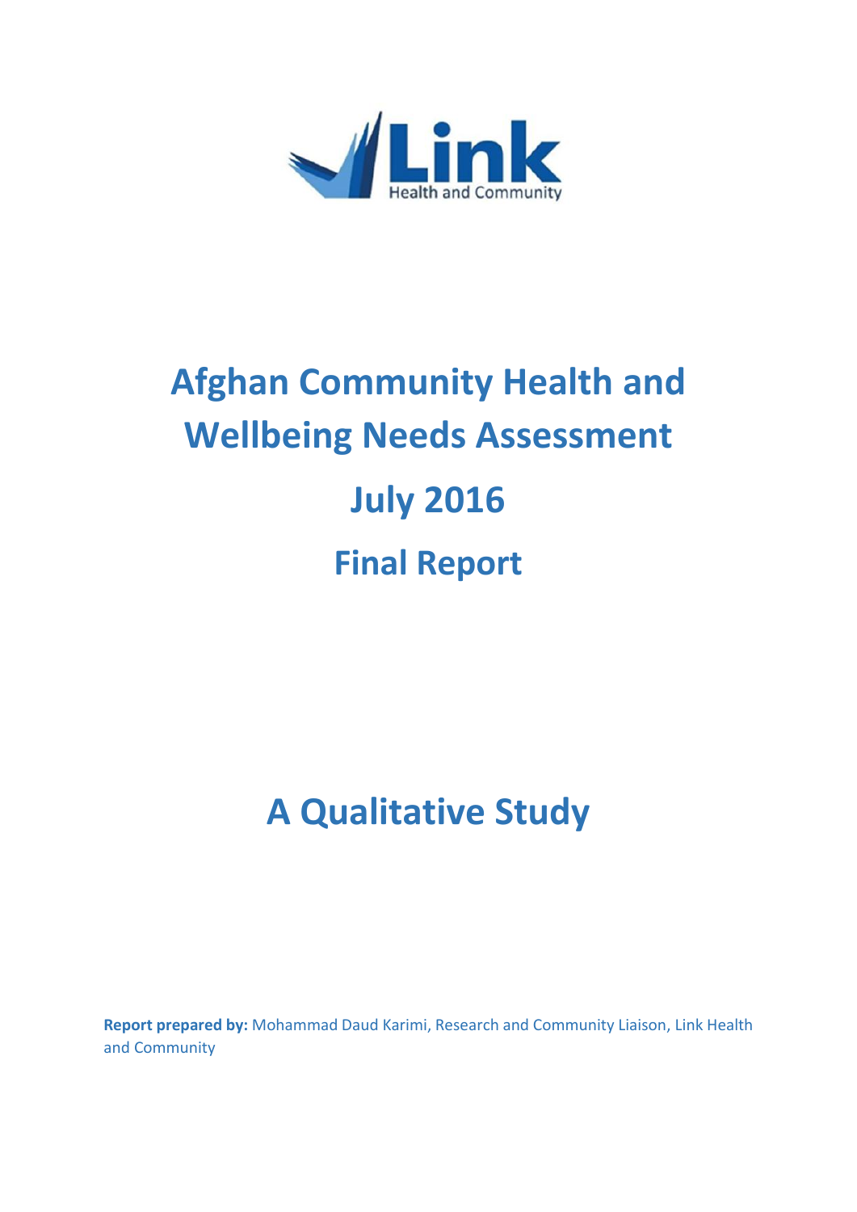Link
Health and Community

# Afghan Community Health and Wellbeing Needs Assessment

# July 2016

## Final Report

# A Qualitative Study

**Report prepared by:** Mohammad Daud Karimi, Research and Community Liaison, Link Health and Community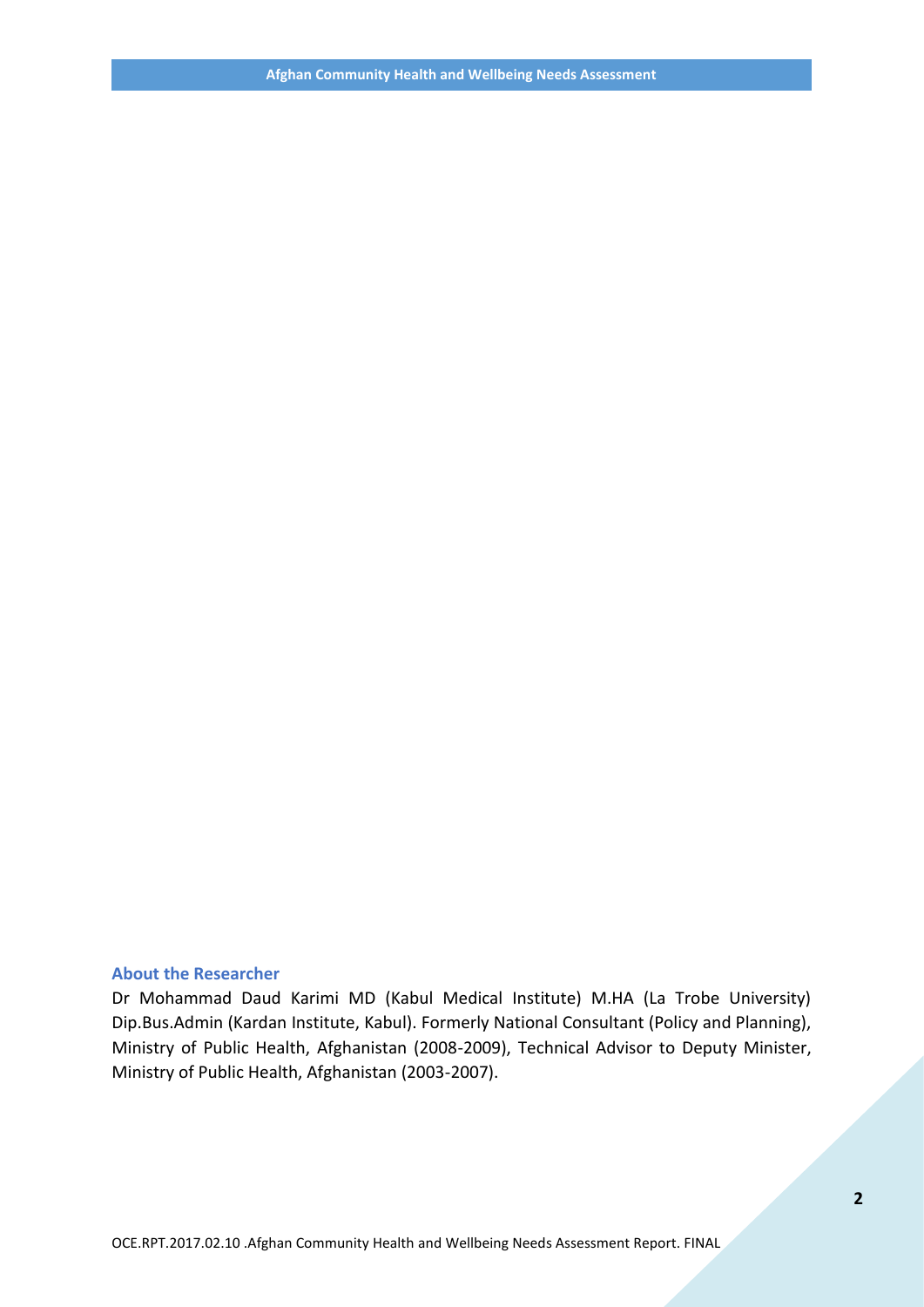### About the Researcher

Dr Mohammad Daud Karimi MD (Kabul Medical Institute) M.HA (La Trobe University) Dip.Bus.Admin (Kardan Institute, Kabul). Formerly National Consultant (Policy and Planning), Ministry of Public Health, Afghanistan (2008-2009), Technical Advisor to Deputy Minister, Ministry of Public Health, Afghanistan (2003-2007).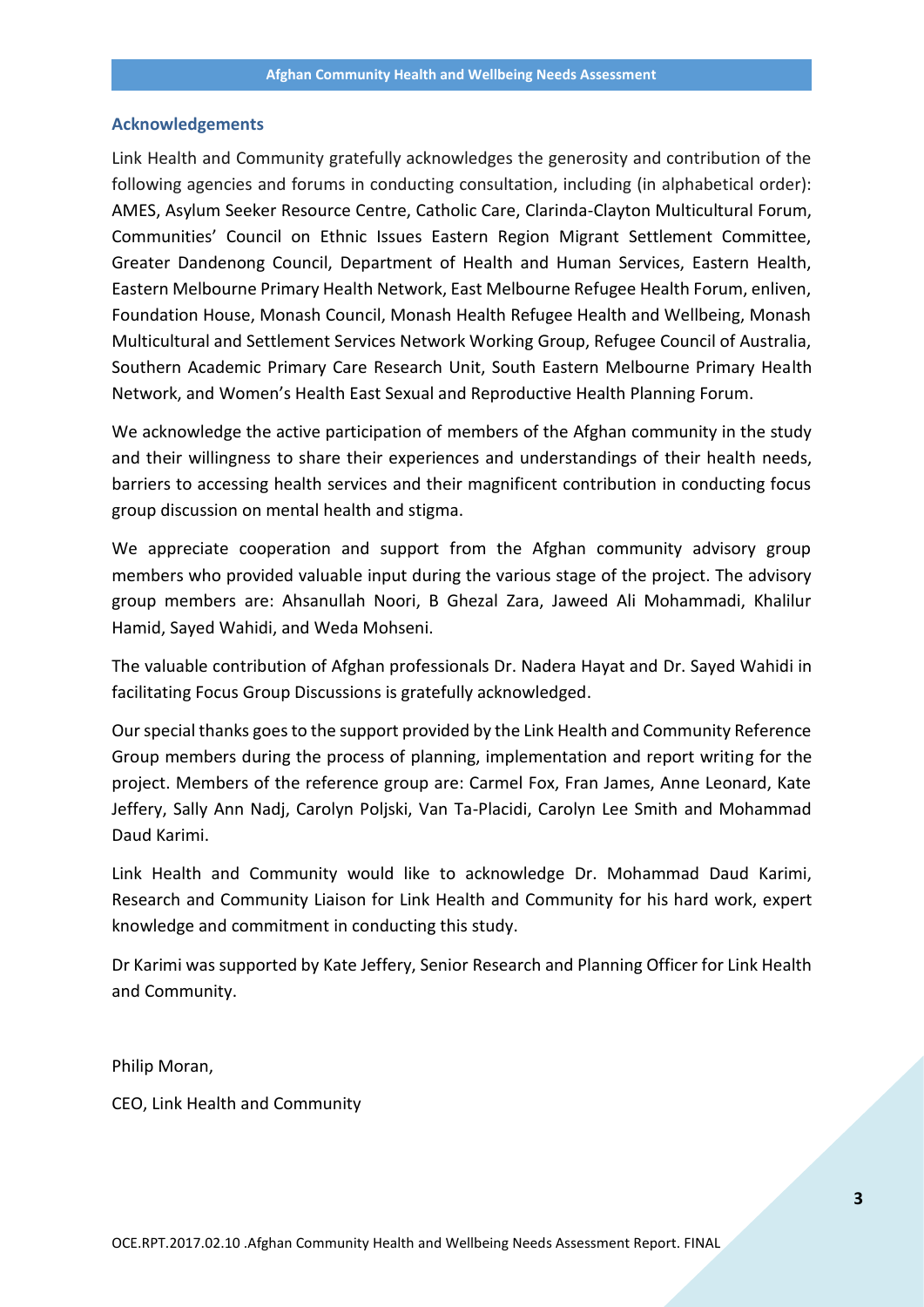## Acknowledgements

Link Health and Community gratefully acknowledges the generosity and contribution of the following agencies and forums in conducting consultation, including (in alphabetical order): AMES, Asylum Seeker Resource Centre, Catholic Care, Clarinda-Clayton Multicultural Forum, Communities' Council on Ethnic Issues Eastern Region Migrant Settlement Committee, Greater Dandenong Council, Department of Health and Human Services, Eastern Health, Eastern Melbourne Primary Health Network, East Melbourne Refugee Health Forum, enliven, Foundation House, Monash Council, Monash Health Refugee Health and Wellbeing, Monash Multicultural and Settlement Services Network Working Group, Refugee Council of Australia, Southern Academic Primary Care Research Unit, South Eastern Melbourne Primary Health Network, and Women's Health East Sexual and Reproductive Health Planning Forum.

We acknowledge the active participation of members of the Afghan community in the study and their willingness to share their experiences and understandings of their health needs, barriers to accessing health services and their magnificent contribution in conducting focus group discussion on mental health and stigma.

We appreciate cooperation and support from the Afghan community advisory group members who provided valuable input during the various stage of the project. The advisory group members are: Ahsanullah Noori, B Ghezal Zara, Jaweed Ali Mohammadi, Khalilur Hamid, Sayed Wahidi, and Weda Mohseni.

The valuable contribution of Afghan professionals Dr. Nadera Hayat and Dr. Sayed Wahidi in facilitating Focus Group Discussions is gratefully acknowledged.

Our special thanks goes to the support provided by the Link Health and Community Reference Group members during the process of planning, implementation and report writing for the project. Members of the reference group are: Carmel Fox, Fran James, Anne Leonard, Kate Jeffery, Sally Ann Nadj, Carolyn Poljski, Van Ta-Placidi, Carolyn Lee Smith and Mohammad Daud Karimi.

Link Health and Community would like to acknowledge Dr. Mohammad Daud Karimi, Research and Community Liaison for Link Health and Community for his hard work, expert knowledge and commitment in conducting this study.

Dr Karimi was supported by Kate Jeffery, Senior Research and Planning Officer for Link Health and Community.

Philip Moran,

CEO, Link Health and Community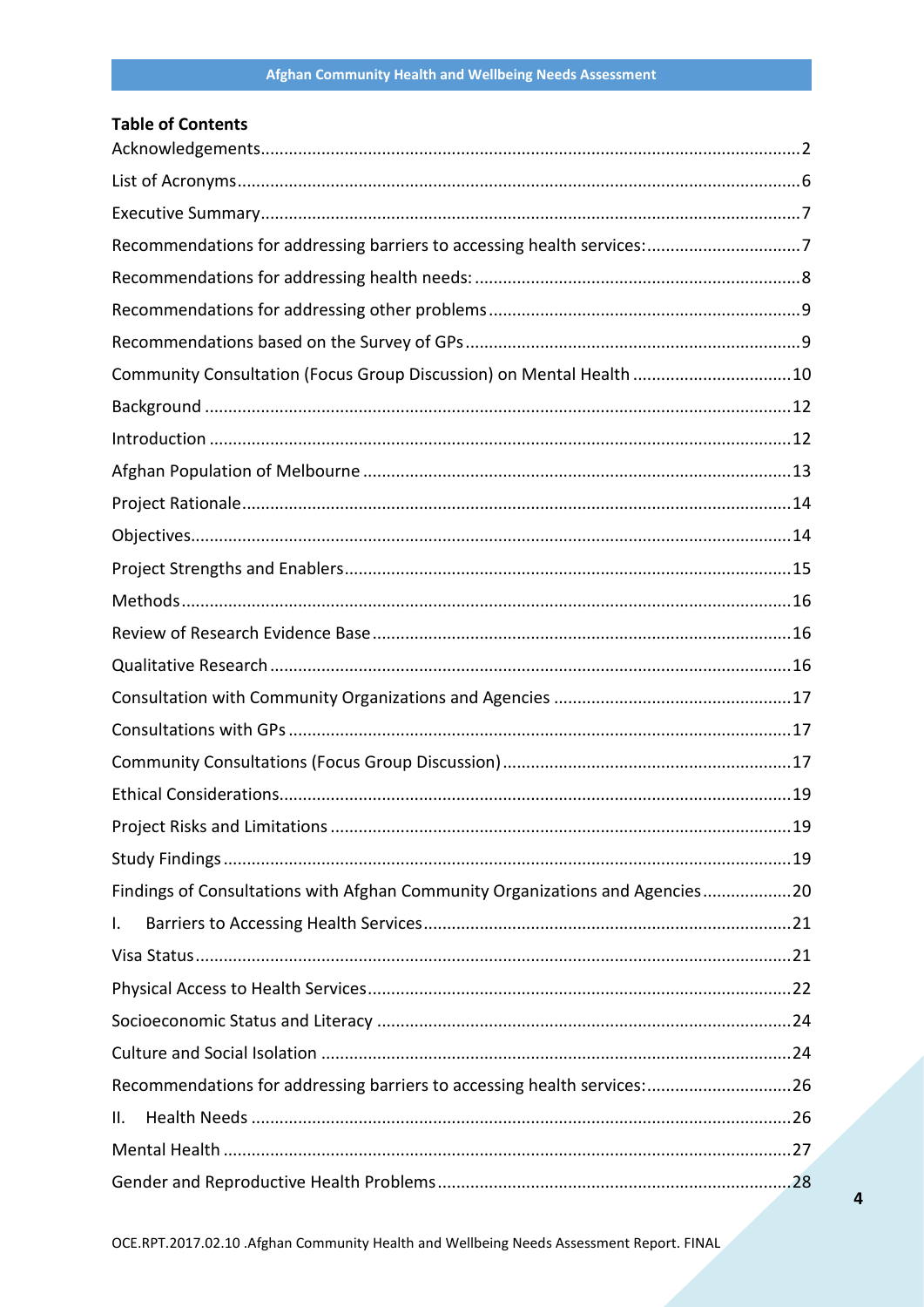## Table of Contents

Acknowledgements ..... 2

List of Acronyms ..... 6

Executive Summary ..... 7

Recommendations for addressing barriers to accessing health services: ..... 7

Recommendations for addressing health needs: ..... 8

Recommendations for addressing other problems ..... 9

Recommendations based on the Survey of GPs ..... 9

Community Consultation (Focus Group Discussion) on Mental Health ..... 10

Background ..... 12

Introduction ..... 12

Afghan Population of Melbourne ..... 13

Project Rationale ..... 14

Objectives ..... 14

Project Strengths and Enablers ..... 15

Methods ..... 16

Review of Research Evidence Base ..... 16

Qualitative Research ..... 16

Consultation with Community Organizations and Agencies ..... 17

Consultations with GPs ..... 17

Community Consultations (Focus Group Discussion) ..... 17

Ethical Considerations ..... 19

Project Risks and Limitations ..... 19

Study Findings ..... 19

Findings of Consultations with Afghan Community Organizations and Agencies ..... 20

I. Barriers to Accessing Health Services ..... 21

Visa Status ..... 21

Physical Access to Health Services ..... 22

Socioeconomic Status and Literacy ..... 24

Culture and Social Isolation ..... 24

Recommendations for addressing barriers to accessing health services: ..... 26

II. Health Needs ..... 26

Mental Health ..... 27

Gender and Reproductive Health Problems ..... 28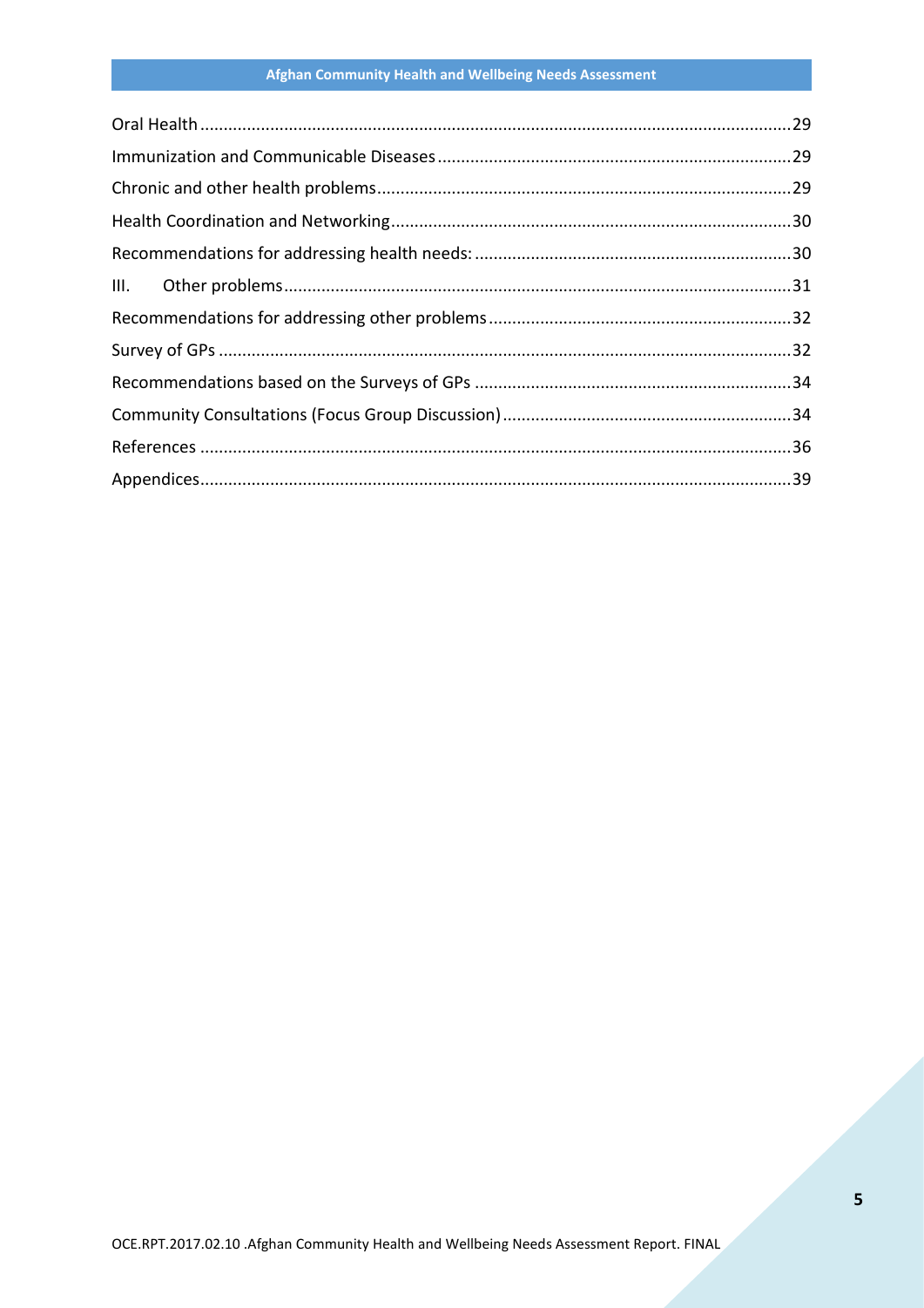Oral Health .....29

Immunization and Communicable Diseases .....29

Chronic and other health problems .....29

Health Coordination and Networking .....30

Recommendations for addressing health needs: .....30

III. Other problems .....31

Recommendations for addressing other problems .....32

Survey of GPs .....32

Recommendations based on the Surveys of GPs .....34

Community Consultations (Focus Group Discussion) .....34

References .....36

Appendices .....39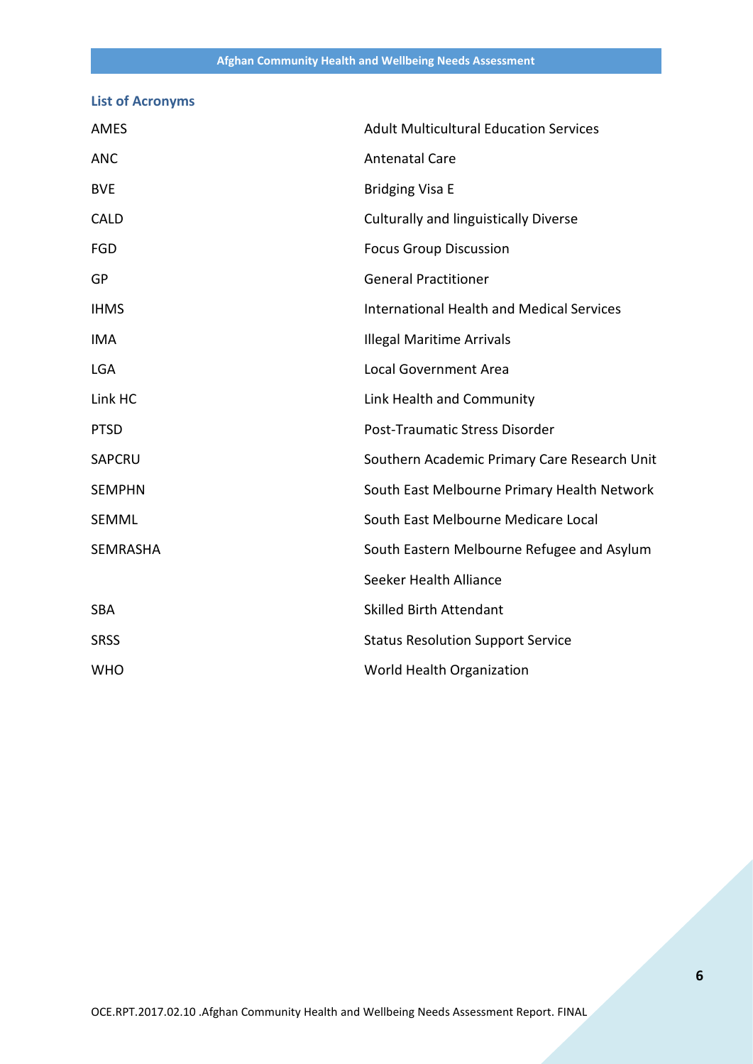## List of Acronyms

| | |
|---|---|
| AMES | Adult Multicultural Education Services |
| ANC | Antenatal Care |
| BVE | Bridging Visa E |
| CALD | Culturally and linguistically Diverse |
| FGD | Focus Group Discussion |
| GP | General Practitioner |
| IHMS | International Health and Medical Services |
| IMA | Illegal Maritime Arrivals |
| LGA | Local Government Area |
| Link HC | Link Health and Community |
| PTSD | Post-Traumatic Stress Disorder |
| SAPCRU | Southern Academic Primary Care Research Unit |
| SEMPHN | South East Melbourne Primary Health Network |
| SEMML | South East Melbourne Medicare Local |
| SEMRASHA | South Eastern Melbourne Refugee and Asylum Seeker Health Alliance |
| SBA | Skilled Birth Attendant |
| SRSS | Status Resolution Support Service |
| WHO | World Health Organization |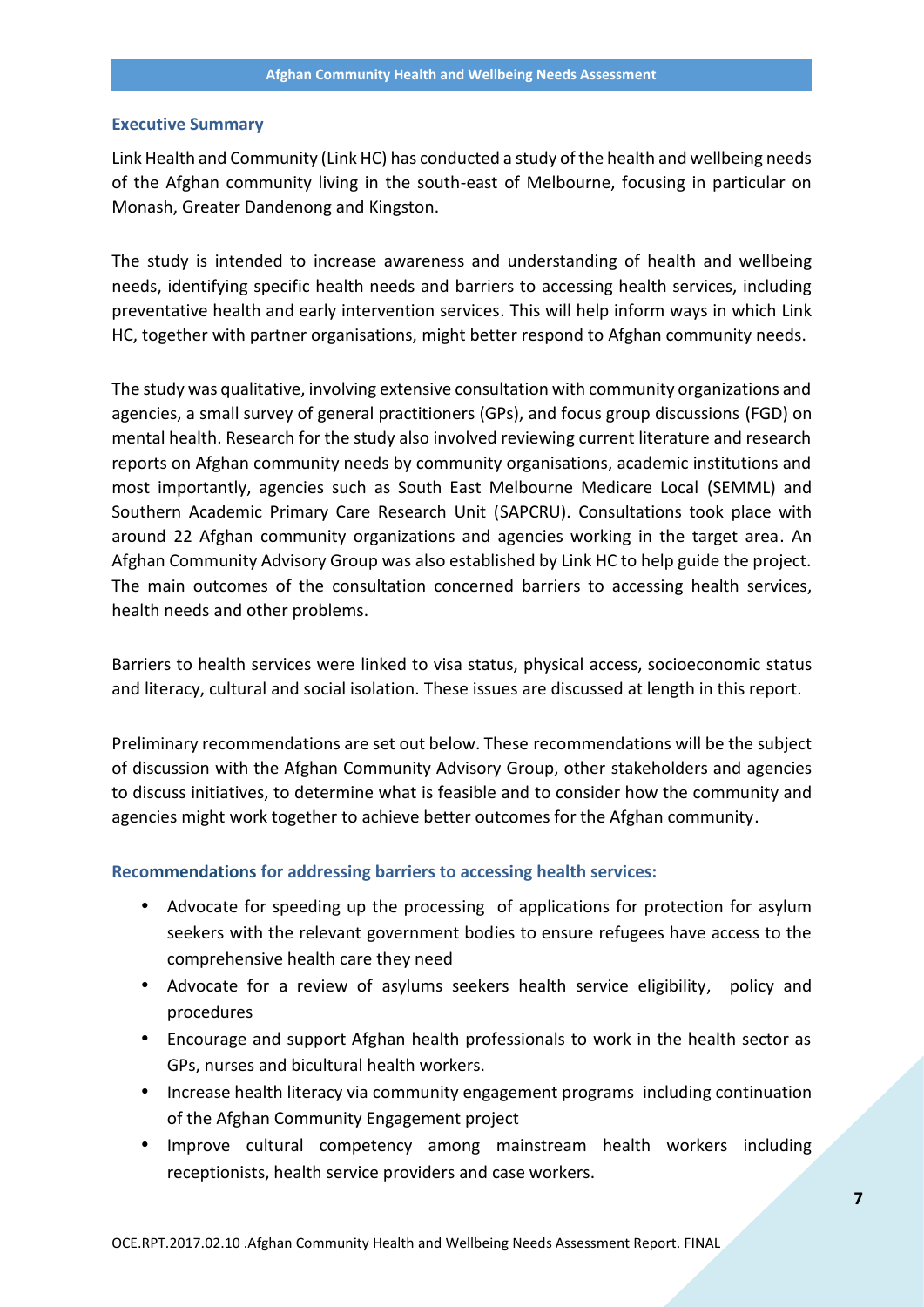## Executive Summary

Link Health and Community (Link HC) has conducted a study of the health and wellbeing needs of the Afghan community living in the south-east of Melbourne, focusing in particular on Monash, Greater Dandenong and Kingston.

The study is intended to increase awareness and understanding of health and wellbeing needs, identifying specific health needs and barriers to accessing health services, including preventative health and early intervention services. This will help inform ways in which Link HC, together with partner organisations, might better respond to Afghan community needs.

The study was qualitative, involving extensive consultation with community organizations and agencies, a small survey of general practitioners (GPs), and focus group discussions (FGD) on mental health. Research for the study also involved reviewing current literature and research reports on Afghan community needs by community organisations, academic institutions and most importantly, agencies such as South East Melbourne Medicare Local (SEMML) and Southern Academic Primary Care Research Unit (SAPCRU). Consultations took place with around 22 Afghan community organizations and agencies working in the target area. An Afghan Community Advisory Group was also established by Link HC to help guide the project. The main outcomes of the consultation concerned barriers to accessing health services, health needs and other problems.

Barriers to health services were linked to visa status, physical access, socioeconomic status and literacy, cultural and social isolation. These issues are discussed at length in this report.

Preliminary recommendations are set out below. These recommendations will be the subject of discussion with the Afghan Community Advisory Group, other stakeholders and agencies to discuss initiatives, to determine what is feasible and to consider how the community and agencies might work together to achieve better outcomes for the Afghan community.

### Recommendations for addressing barriers to accessing health services:

- Advocate for speeding up the processing of applications for protection for asylum seekers with the relevant government bodies to ensure refugees have access to the comprehensive health care they need
- Advocate for a review of asylums seekers health service eligibility, policy and procedures
- Encourage and support Afghan health professionals to work in the health sector as GPs, nurses and bicultural health workers.
- Increase health literacy via community engagement programs including continuation of the Afghan Community Engagement project
- Improve cultural competency among mainstream health workers including receptionists, health service providers and case workers.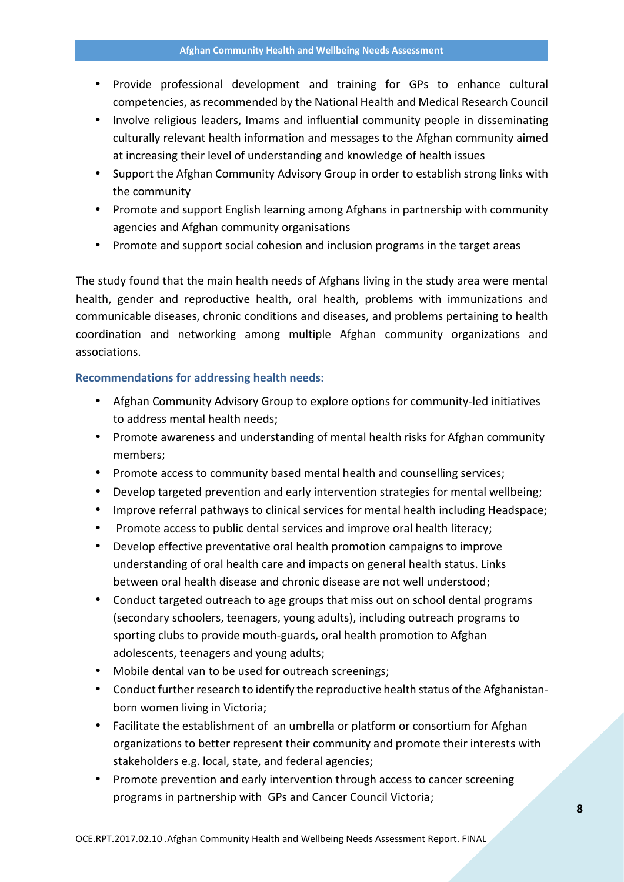- Provide professional development and training for GPs to enhance cultural competencies, as recommended by the National Health and Medical Research Council
- Involve religious leaders, Imams and influential community people in disseminating culturally relevant health information and messages to the Afghan community aimed at increasing their level of understanding and knowledge of health issues
- Support the Afghan Community Advisory Group in order to establish strong links with the community
- Promote and support English learning among Afghans in partnership with community agencies and Afghan community organisations
- Promote and support social cohesion and inclusion programs in the target areas

The study found that the main health needs of Afghans living in the study area were mental health, gender and reproductive health, oral health, problems with immunizations and communicable diseases, chronic conditions and diseases, and problems pertaining to health coordination and networking among multiple Afghan community organizations and associations.

**Recommendations for addressing health needs:**

- Afghan Community Advisory Group to explore options for community-led initiatives to address mental health needs;
- Promote awareness and understanding of mental health risks for Afghan community members;
- Promote access to community based mental health and counselling services;
- Develop targeted prevention and early intervention strategies for mental wellbeing;
- Improve referral pathways to clinical services for mental health including Headspace;
- Promote access to public dental services and improve oral health literacy;
- Develop effective preventative oral health promotion campaigns to improve understanding of oral health care and impacts on general health status. Links between oral health disease and chronic disease are not well understood;
- Conduct targeted outreach to age groups that miss out on school dental programs (secondary schoolers, teenagers, young adults), including outreach programs to sporting clubs to provide mouth-guards, oral health promotion to Afghan adolescents, teenagers and young adults;
- Mobile dental van to be used for outreach screenings;
- Conduct further research to identify the reproductive health status of the Afghanistan-born women living in Victoria;
- Facilitate the establishment of an umbrella or platform or consortium for Afghan organizations to better represent their community and promote their interests with stakeholders e.g. local, state, and federal agencies;
- Promote prevention and early intervention through access to cancer screening programs in partnership with GPs and Cancer Council Victoria;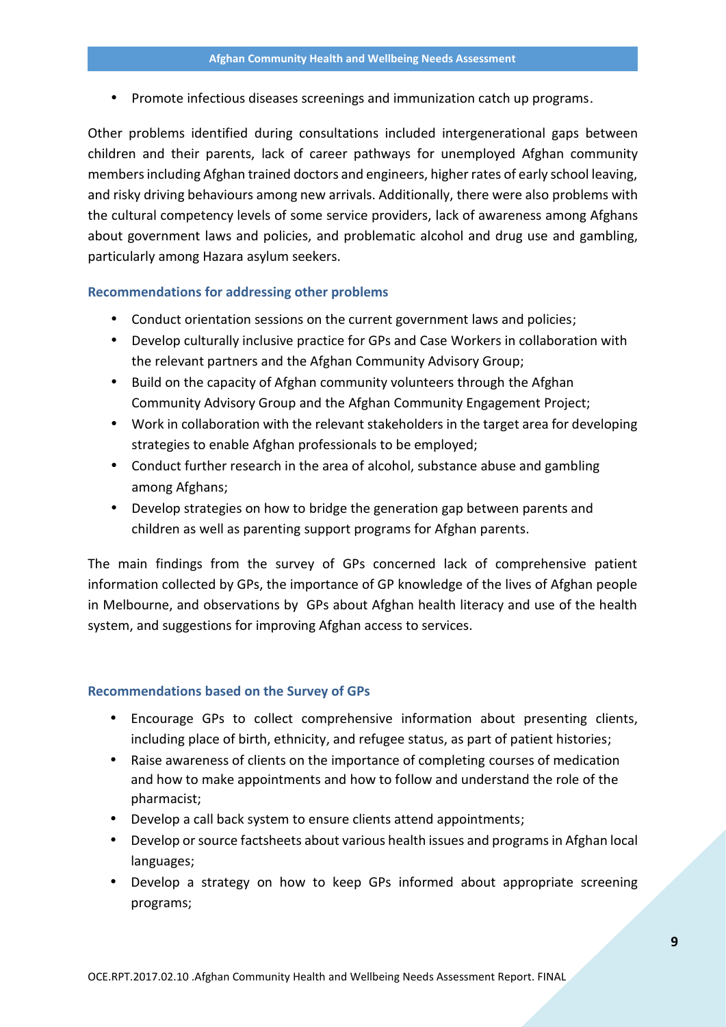- Promote infectious diseases screenings and immunization catch up programs.

Other problems identified during consultations included intergenerational gaps between children and their parents, lack of career pathways for unemployed Afghan community members including Afghan trained doctors and engineers, higher rates of early school leaving, and risky driving behaviours among new arrivals. Additionally, there were also problems with the cultural competency levels of some service providers, lack of awareness among Afghans about government laws and policies, and problematic alcohol and drug use and gambling, particularly among Hazara asylum seekers.

### Recommendations for addressing other problems

- Conduct orientation sessions on the current government laws and policies;
- Develop culturally inclusive practice for GPs and Case Workers in collaboration with the relevant partners and the Afghan Community Advisory Group;
- Build on the capacity of Afghan community volunteers through the Afghan Community Advisory Group and the Afghan Community Engagement Project;
- Work in collaboration with the relevant stakeholders in the target area for developing strategies to enable Afghan professionals to be employed;
- Conduct further research in the area of alcohol, substance abuse and gambling among Afghans;
- Develop strategies on how to bridge the generation gap between parents and children as well as parenting support programs for Afghan parents.

The main findings from the survey of GPs concerned lack of comprehensive patient information collected by GPs, the importance of GP knowledge of the lives of Afghan people in Melbourne, and observations by GPs about Afghan health literacy and use of the health system, and suggestions for improving Afghan access to services.

### Recommendations based on the Survey of GPs

- Encourage GPs to collect comprehensive information about presenting clients, including place of birth, ethnicity, and refugee status, as part of patient histories;
- Raise awareness of clients on the importance of completing courses of medication and how to make appointments and how to follow and understand the role of the pharmacist;
- Develop a call back system to ensure clients attend appointments;
- Develop or source factsheets about various health issues and programs in Afghan local languages;
- Develop a strategy on how to keep GPs informed about appropriate screening programs;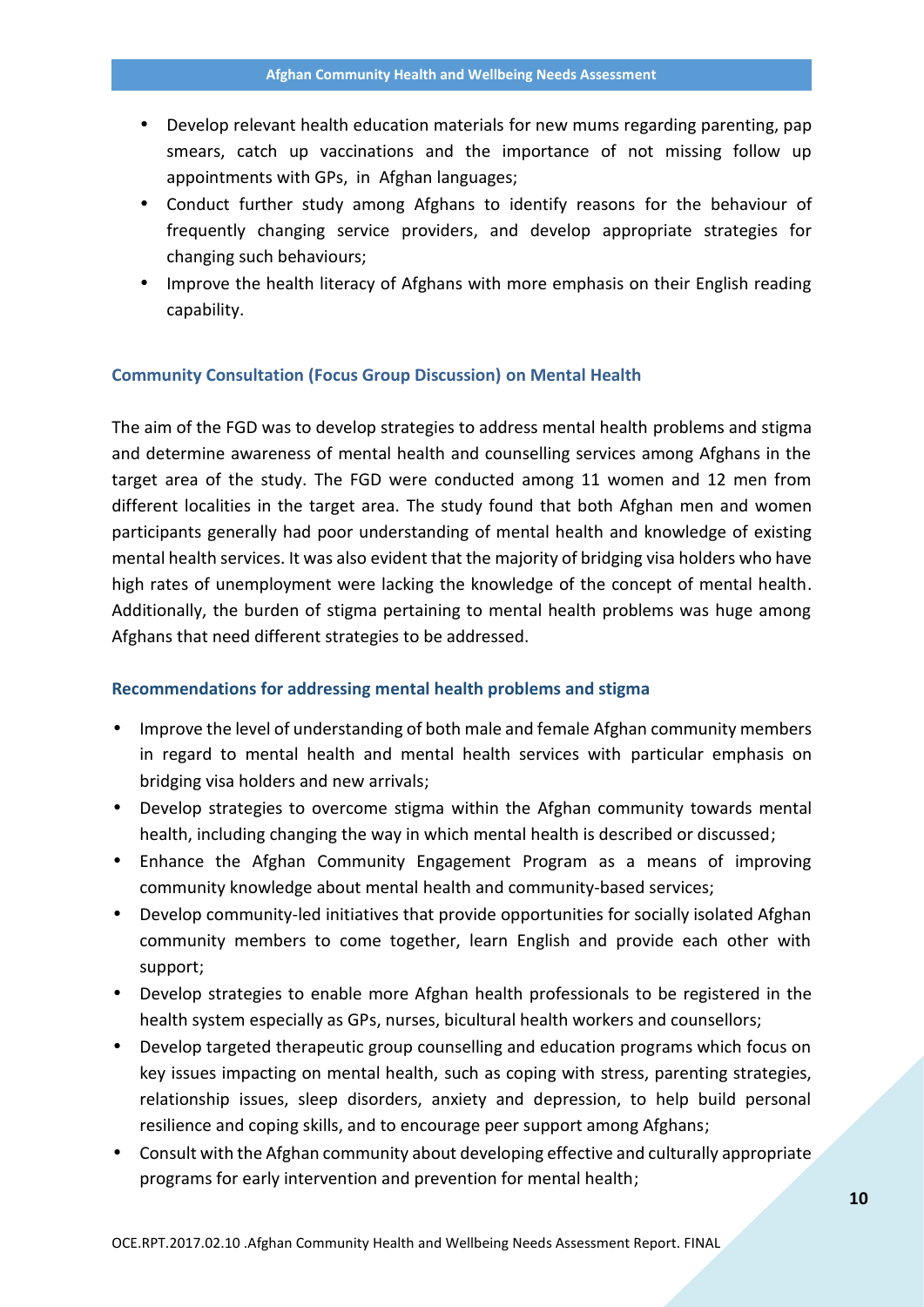- Develop relevant health education materials for new mums regarding parenting, pap smears, catch up vaccinations and the importance of not missing follow up appointments with GPs, in Afghan languages;
- Conduct further study among Afghans to identify reasons for the behaviour of frequently changing service providers, and develop appropriate strategies for changing such behaviours;
- Improve the health literacy of Afghans with more emphasis on their English reading capability.

### Community Consultation (Focus Group Discussion) on Mental Health

The aim of the FGD was to develop strategies to address mental health problems and stigma and determine awareness of mental health and counselling services among Afghans in the target area of the study. The FGD were conducted among 11 women and 12 men from different localities in the target area. The study found that both Afghan men and women participants generally had poor understanding of mental health and knowledge of existing mental health services. It was also evident that the majority of bridging visa holders who have high rates of unemployment were lacking the knowledge of the concept of mental health. Additionally, the burden of stigma pertaining to mental health problems was huge among Afghans that need different strategies to be addressed.

### Recommendations for addressing mental health problems and stigma

- Improve the level of understanding of both male and female Afghan community members in regard to mental health and mental health services with particular emphasis on bridging visa holders and new arrivals;
- Develop strategies to overcome stigma within the Afghan community towards mental health, including changing the way in which mental health is described or discussed;
- Enhance the Afghan Community Engagement Program as a means of improving community knowledge about mental health and community-based services;
- Develop community-led initiatives that provide opportunities for socially isolated Afghan community members to come together, learn English and provide each other with support;
- Develop strategies to enable more Afghan health professionals to be registered in the health system especially as GPs, nurses, bicultural health workers and counsellors;
- Develop targeted therapeutic group counselling and education programs which focus on key issues impacting on mental health, such as coping with stress, parenting strategies, relationship issues, sleep disorders, anxiety and depression, to help build personal resilience and coping skills, and to encourage peer support among Afghans;
- Consult with the Afghan community about developing effective and culturally appropriate programs for early intervention and prevention for mental health;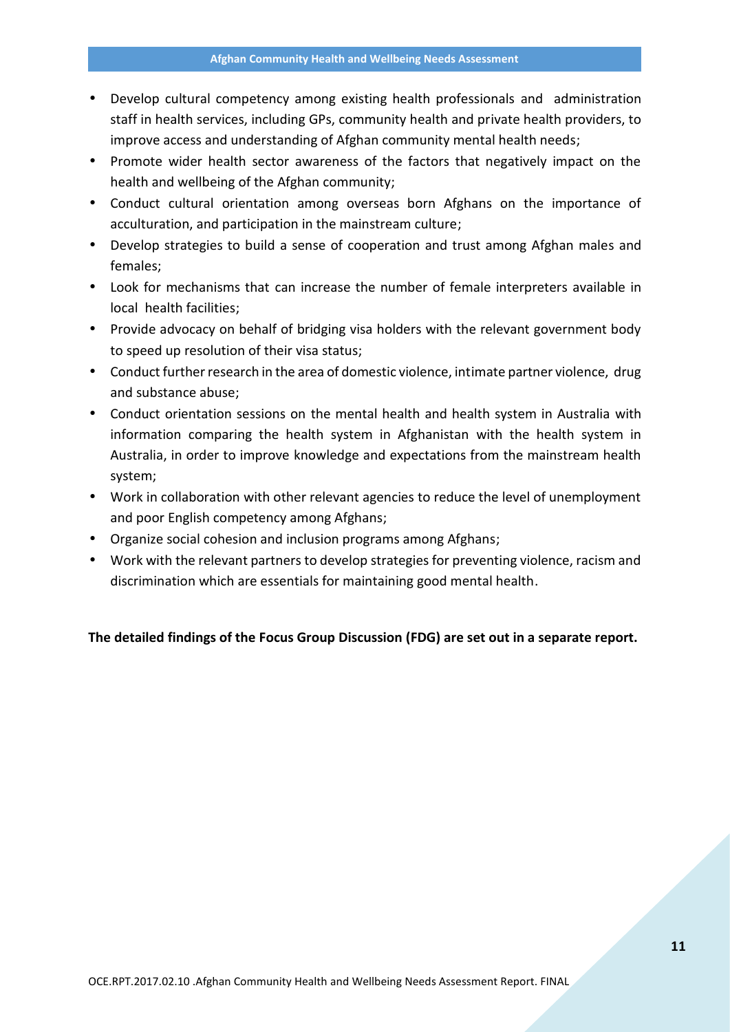- Develop cultural competency among existing health professionals and administration staff in health services, including GPs, community health and private health providers, to improve access and understanding of Afghan community mental health needs;
- Promote wider health sector awareness of the factors that negatively impact on the health and wellbeing of the Afghan community;
- Conduct cultural orientation among overseas born Afghans on the importance of acculturation, and participation in the mainstream culture;
- Develop strategies to build a sense of cooperation and trust among Afghan males and females;
- Look for mechanisms that can increase the number of female interpreters available in local health facilities;
- Provide advocacy on behalf of bridging visa holders with the relevant government body to speed up resolution of their visa status;
- Conduct further research in the area of domestic violence, intimate partner violence, drug and substance abuse;
- Conduct orientation sessions on the mental health and health system in Australia with information comparing the health system in Afghanistan with the health system in Australia, in order to improve knowledge and expectations from the mainstream health system;
- Work in collaboration with other relevant agencies to reduce the level of unemployment and poor English competency among Afghans;
- Organize social cohesion and inclusion programs among Afghans;
- Work with the relevant partners to develop strategies for preventing violence, racism and discrimination which are essentials for maintaining good mental health.

**The detailed findings of the Focus Group Discussion (FDG) are set out in a separate report.**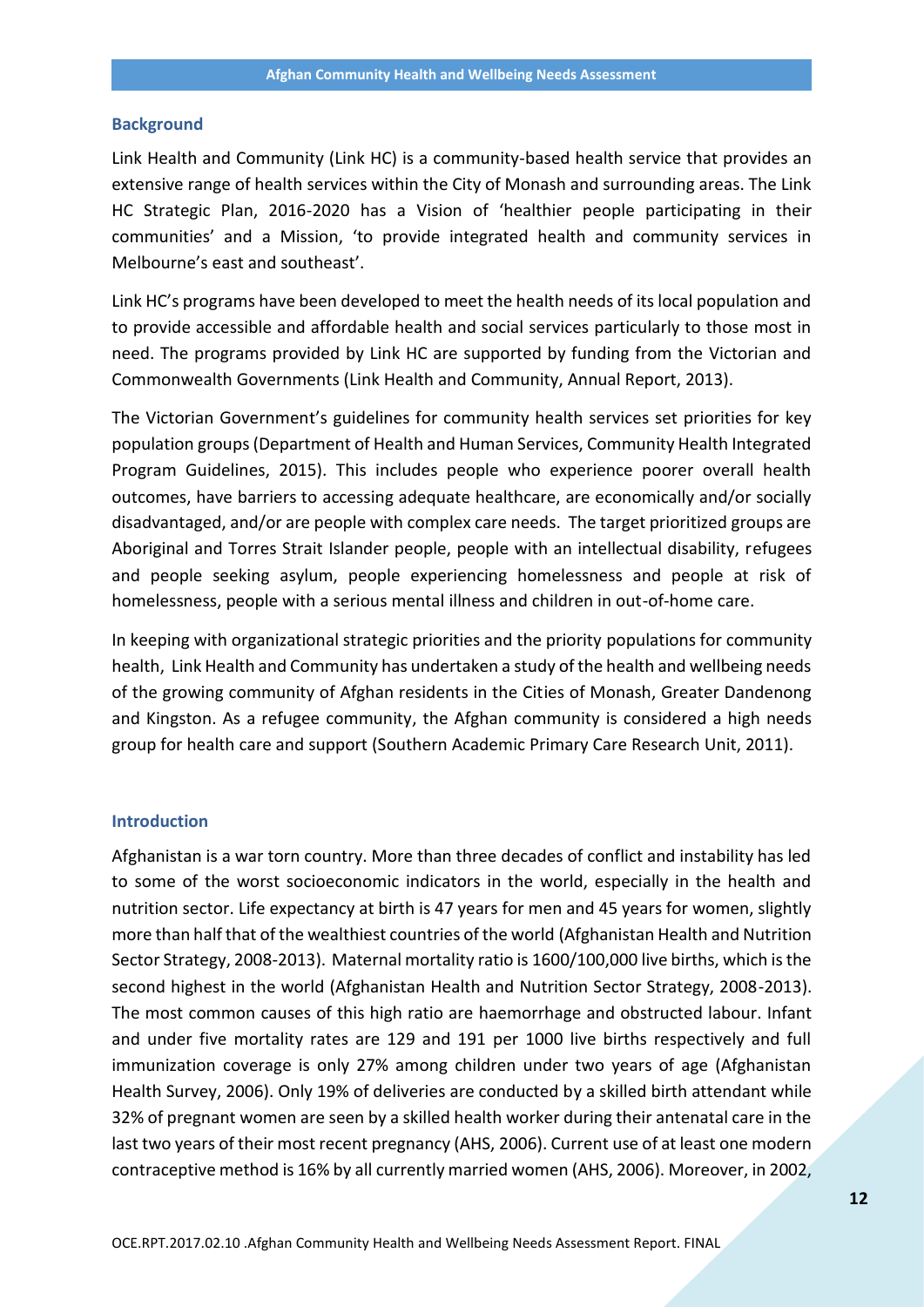## Background

Link Health and Community (Link HC) is a community-based health service that provides an extensive range of health services within the City of Monash and surrounding areas. The Link HC Strategic Plan, 2016-2020 has a Vision of 'healthier people participating in their communities' and a Mission, 'to provide integrated health and community services in Melbourne's east and southeast'.

Link HC's programs have been developed to meet the health needs of its local population and to provide accessible and affordable health and social services particularly to those most in need. The programs provided by Link HC are supported by funding from the Victorian and Commonwealth Governments (Link Health and Community, Annual Report, 2013).

The Victorian Government's guidelines for community health services set priorities for key population groups (Department of Health and Human Services, Community Health Integrated Program Guidelines, 2015). This includes people who experience poorer overall health outcomes, have barriers to accessing adequate healthcare, are economically and/or socially disadvantaged, and/or are people with complex care needs. The target prioritized groups are Aboriginal and Torres Strait Islander people, people with an intellectual disability, refugees and people seeking asylum, people experiencing homelessness and people at risk of homelessness, people with a serious mental illness and children in out-of-home care.

In keeping with organizational strategic priorities and the priority populations for community health, Link Health and Community has undertaken a study of the health and wellbeing needs of the growing community of Afghan residents in the Cities of Monash, Greater Dandenong and Kingston. As a refugee community, the Afghan community is considered a high needs group for health care and support (Southern Academic Primary Care Research Unit, 2011).

## Introduction

Afghanistan is a war torn country. More than three decades of conflict and instability has led to some of the worst socioeconomic indicators in the world, especially in the health and nutrition sector. Life expectancy at birth is 47 years for men and 45 years for women, slightly more than half that of the wealthiest countries of the world (Afghanistan Health and Nutrition Sector Strategy, 2008-2013). Maternal mortality ratio is 1600/100,000 live births, which is the second highest in the world (Afghanistan Health and Nutrition Sector Strategy, 2008-2013). The most common causes of this high ratio are haemorrhage and obstructed labour. Infant and under five mortality rates are 129 and 191 per 1000 live births respectively and full immunization coverage is only 27% among children under two years of age (Afghanistan Health Survey, 2006). Only 19% of deliveries are conducted by a skilled birth attendant while 32% of pregnant women are seen by a skilled health worker during their antenatal care in the last two years of their most recent pregnancy (AHS, 2006). Current use of at least one modern contraceptive method is 16% by all currently married women (AHS, 2006). Moreover, in 2002,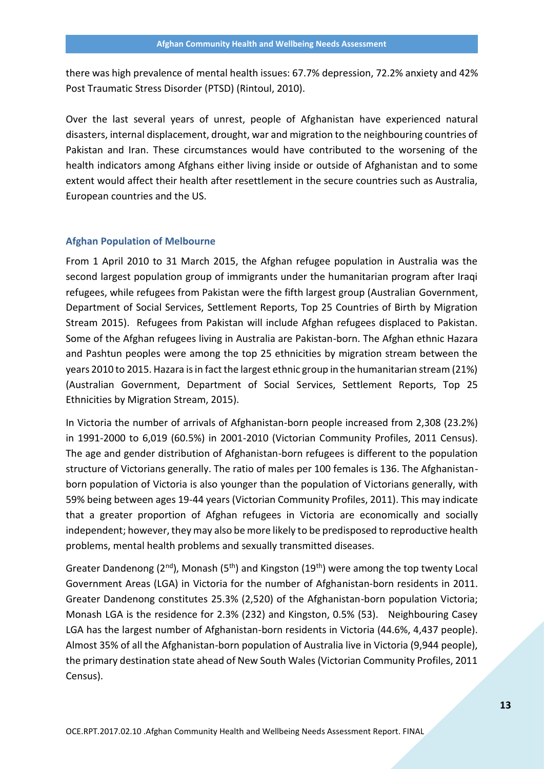there was high prevalence of mental health issues: 67.7% depression, 72.2% anxiety and 42% Post Traumatic Stress Disorder (PTSD) (Rintoul, 2010).

Over the last several years of unrest, people of Afghanistan have experienced natural disasters, internal displacement, drought, war and migration to the neighbouring countries of Pakistan and Iran. These circumstances would have contributed to the worsening of the health indicators among Afghans either living inside or outside of Afghanistan and to some extent would affect their health after resettlement in the secure countries such as Australia, European countries and the US.

### Afghan Population of Melbourne

From 1 April 2010 to 31 March 2015, the Afghan refugee population in Australia was the second largest population group of immigrants under the humanitarian program after Iraqi refugees, while refugees from Pakistan were the fifth largest group (Australian Government, Department of Social Services, Settlement Reports, Top 25 Countries of Birth by Migration Stream 2015). Refugees from Pakistan will include Afghan refugees displaced to Pakistan. Some of the Afghan refugees living in Australia are Pakistan-born. The Afghan ethnic Hazara and Pashtun peoples were among the top 25 ethnicities by migration stream between the years 2010 to 2015. Hazara is in fact the largest ethnic group in the humanitarian stream (21%) (Australian Government, Department of Social Services, Settlement Reports, Top 25 Ethnicities by Migration Stream, 2015).

In Victoria the number of arrivals of Afghanistan-born people increased from 2,308 (23.2%) in 1991-2000 to 6,019 (60.5%) in 2001-2010 (Victorian Community Profiles, 2011 Census). The age and gender distribution of Afghanistan-born refugees is different to the population structure of Victorians generally. The ratio of males per 100 females is 136. The Afghanistan-born population of Victoria is also younger than the population of Victorians generally, with 59% being between ages 19-44 years (Victorian Community Profiles, 2011). This may indicate that a greater proportion of Afghan refugees in Victoria are economically and socially independent; however, they may also be more likely to be predisposed to reproductive health problems, mental health problems and sexually transmitted diseases.

Greater Dandenong (2nd), Monash (5th) and Kingston (19th) were among the top twenty Local Government Areas (LGA) in Victoria for the number of Afghanistan-born residents in 2011. Greater Dandenong constitutes 25.3% (2,520) of the Afghanistan-born population Victoria; Monash LGA is the residence for 2.3% (232) and Kingston, 0.5% (53). Neighbouring Casey LGA has the largest number of Afghanistan-born residents in Victoria (44.6%, 4,437 people). Almost 35% of all the Afghanistan-born population of Australia live in Victoria (9,944 people), the primary destination state ahead of New South Wales (Victorian Community Profiles, 2011 Census).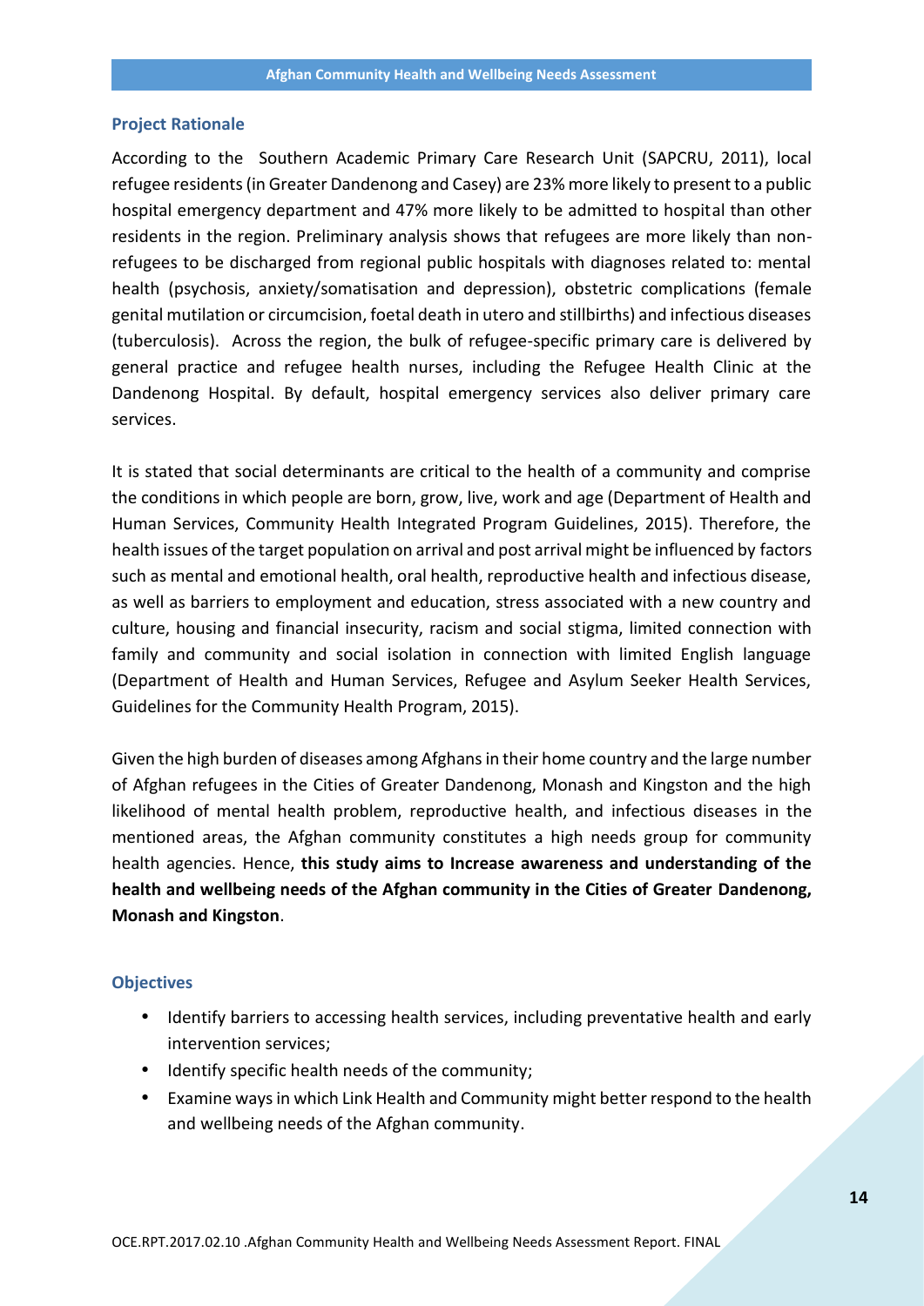### Project Rationale

According to the Southern Academic Primary Care Research Unit (SAPCRU, 2011), local refugee residents (in Greater Dandenong and Casey) are 23% more likely to present to a public hospital emergency department and 47% more likely to be admitted to hospital than other residents in the region. Preliminary analysis shows that refugees are more likely than non-refugees to be discharged from regional public hospitals with diagnoses related to: mental health (psychosis, anxiety/somatisation and depression), obstetric complications (female genital mutilation or circumcision, foetal death in utero and stillbirths) and infectious diseases (tuberculosis). Across the region, the bulk of refugee-specific primary care is delivered by general practice and refugee health nurses, including the Refugee Health Clinic at the Dandenong Hospital. By default, hospital emergency services also deliver primary care services.

It is stated that social determinants are critical to the health of a community and comprise the conditions in which people are born, grow, live, work and age (Department of Health and Human Services, Community Health Integrated Program Guidelines, 2015). Therefore, the health issues of the target population on arrival and post arrival might be influenced by factors such as mental and emotional health, oral health, reproductive health and infectious disease, as well as barriers to employment and education, stress associated with a new country and culture, housing and financial insecurity, racism and social stigma, limited connection with family and community and social isolation in connection with limited English language (Department of Health and Human Services, Refugee and Asylum Seeker Health Services, Guidelines for the Community Health Program, 2015).

Given the high burden of diseases among Afghans in their home country and the large number of Afghan refugees in the Cities of Greater Dandenong, Monash and Kingston and the high likelihood of mental health problem, reproductive health, and infectious diseases in the mentioned areas, the Afghan community constitutes a high needs group for community health agencies. Hence, **this study aims to Increase awareness and understanding of the health and wellbeing needs of the Afghan community in the Cities of Greater Dandenong, Monash and Kingston**.

### Objectives

- Identify barriers to accessing health services, including preventative health and early intervention services;
- Identify specific health needs of the community;
- Examine ways in which Link Health and Community might better respond to the health and wellbeing needs of the Afghan community.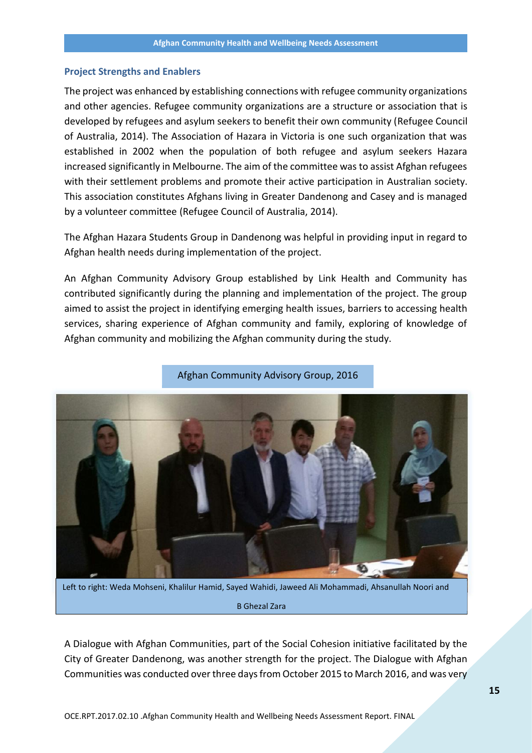## Project Strengths and Enablers

The project was enhanced by establishing connections with refugee community organizations and other agencies. Refugee community organizations are a structure or association that is developed by refugees and asylum seekers to benefit their own community (Refugee Council of Australia, 2014). The Association of Hazara in Victoria is one such organization that was established in 2002 when the population of both refugee and asylum seekers Hazara increased significantly in Melbourne. The aim of the committee was to assist Afghan refugees with their settlement problems and promote their active participation in Australian society. This association constitutes Afghans living in Greater Dandenong and Casey and is managed by a volunteer committee (Refugee Council of Australia, 2014).

The Afghan Hazara Students Group in Dandenong was helpful in providing input in regard to Afghan health needs during implementation of the project.

An Afghan Community Advisory Group established by Link Health and Community has contributed significantly during the planning and implementation of the project. The group aimed to assist the project in identifying emerging health issues, barriers to accessing health services, sharing experience of Afghan community and family, exploring of knowledge of Afghan community and mobilizing the Afghan community during the study.

Afghan Community Advisory Group, 2016

Left to right: Weda Mohseni, Khalilur Hamid, Sayed Wahidi, Jaweed Ali Mohammadi, Ahsanullah Noori and B Ghezal Zara

A Dialogue with Afghan Communities, part of the Social Cohesion initiative facilitated by the City of Greater Dandenong, was another strength for the project. The Dialogue with Afghan Communities was conducted over three days from October 2015 to March 2016, and was very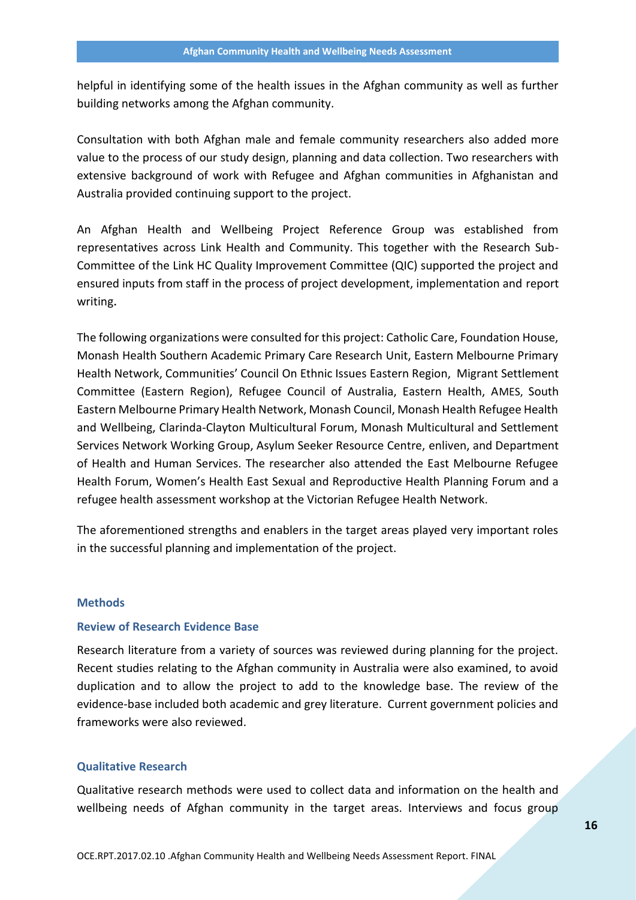helpful in identifying some of the health issues in the Afghan community as well as further building networks among the Afghan community.

Consultation with both Afghan male and female community researchers also added more value to the process of our study design, planning and data collection. Two researchers with extensive background of work with Refugee and Afghan communities in Afghanistan and Australia provided continuing support to the project.

An Afghan Health and Wellbeing Project Reference Group was established from representatives across Link Health and Community. This together with the Research Sub-Committee of the Link HC Quality Improvement Committee (QIC) supported the project and ensured inputs from staff in the process of project development, implementation and report writing.

The following organizations were consulted for this project: Catholic Care, Foundation House, Monash Health Southern Academic Primary Care Research Unit, Eastern Melbourne Primary Health Network, Communities' Council On Ethnic Issues Eastern Region, Migrant Settlement Committee (Eastern Region), Refugee Council of Australia, Eastern Health, AMES, South Eastern Melbourne Primary Health Network, Monash Council, Monash Health Refugee Health and Wellbeing, Clarinda-Clayton Multicultural Forum, Monash Multicultural and Settlement Services Network Working Group, Asylum Seeker Resource Centre, enliven, and Department of Health and Human Services. The researcher also attended the East Melbourne Refugee Health Forum, Women's Health East Sexual and Reproductive Health Planning Forum and a refugee health assessment workshop at the Victorian Refugee Health Network.

The aforementioned strengths and enablers in the target areas played very important roles in the successful planning and implementation of the project.

### Methods

#### Review of Research Evidence Base

Research literature from a variety of sources was reviewed during planning for the project. Recent studies relating to the Afghan community in Australia were also examined, to avoid duplication and to allow the project to add to the knowledge base. The review of the evidence-base included both academic and grey literature. Current government policies and frameworks were also reviewed.

#### Qualitative Research

Qualitative research methods were used to collect data and information on the health and wellbeing needs of Afghan community in the target areas. Interviews and focus group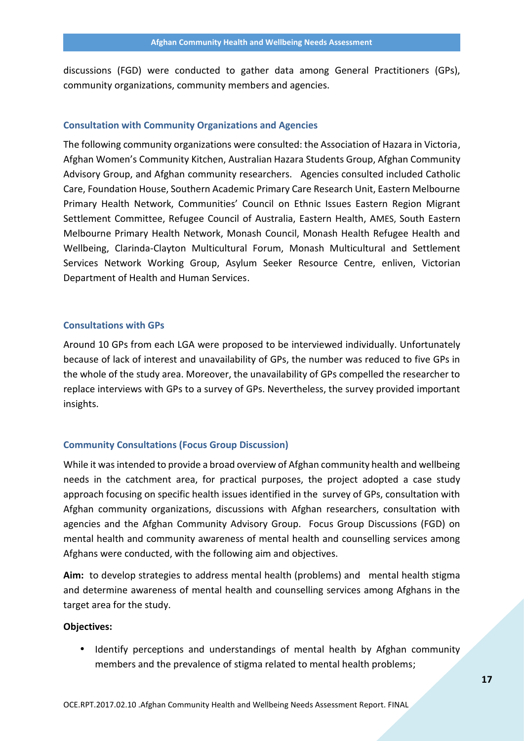discussions (FGD) were conducted to gather data among General Practitioners (GPs), community organizations, community members and agencies.

### Consultation with Community Organizations and Agencies

The following community organizations were consulted: the Association of Hazara in Victoria, Afghan Women's Community Kitchen, Australian Hazara Students Group, Afghan Community Advisory Group, and Afghan community researchers. Agencies consulted included Catholic Care, Foundation House, Southern Academic Primary Care Research Unit, Eastern Melbourne Primary Health Network, Communities' Council on Ethnic Issues Eastern Region Migrant Settlement Committee, Refugee Council of Australia, Eastern Health, AMES, South Eastern Melbourne Primary Health Network, Monash Council, Monash Health Refugee Health and Wellbeing, Clarinda-Clayton Multicultural Forum, Monash Multicultural and Settlement Services Network Working Group, Asylum Seeker Resource Centre, enliven, Victorian Department of Health and Human Services.

### Consultations with GPs

Around 10 GPs from each LGA were proposed to be interviewed individually. Unfortunately because of lack of interest and unavailability of GPs, the number was reduced to five GPs in the whole of the study area. Moreover, the unavailability of GPs compelled the researcher to replace interviews with GPs to a survey of GPs. Nevertheless, the survey provided important insights.

### Community Consultations (Focus Group Discussion)

While it was intended to provide a broad overview of Afghan community health and wellbeing needs in the catchment area, for practical purposes, the project adopted a case study approach focusing on specific health issues identified in the survey of GPs, consultation with Afghan community organizations, discussions with Afghan researchers, consultation with agencies and the Afghan Community Advisory Group. Focus Group Discussions (FGD) on mental health and community awareness of mental health and counselling services among Afghans were conducted, with the following aim and objectives.

**Aim:** to develop strategies to address mental health (problems) and mental health stigma and determine awareness of mental health and counselling services among Afghans in the target area for the study.

**Objectives:**

- Identify perceptions and understandings of mental health by Afghan community members and the prevalence of stigma related to mental health problems;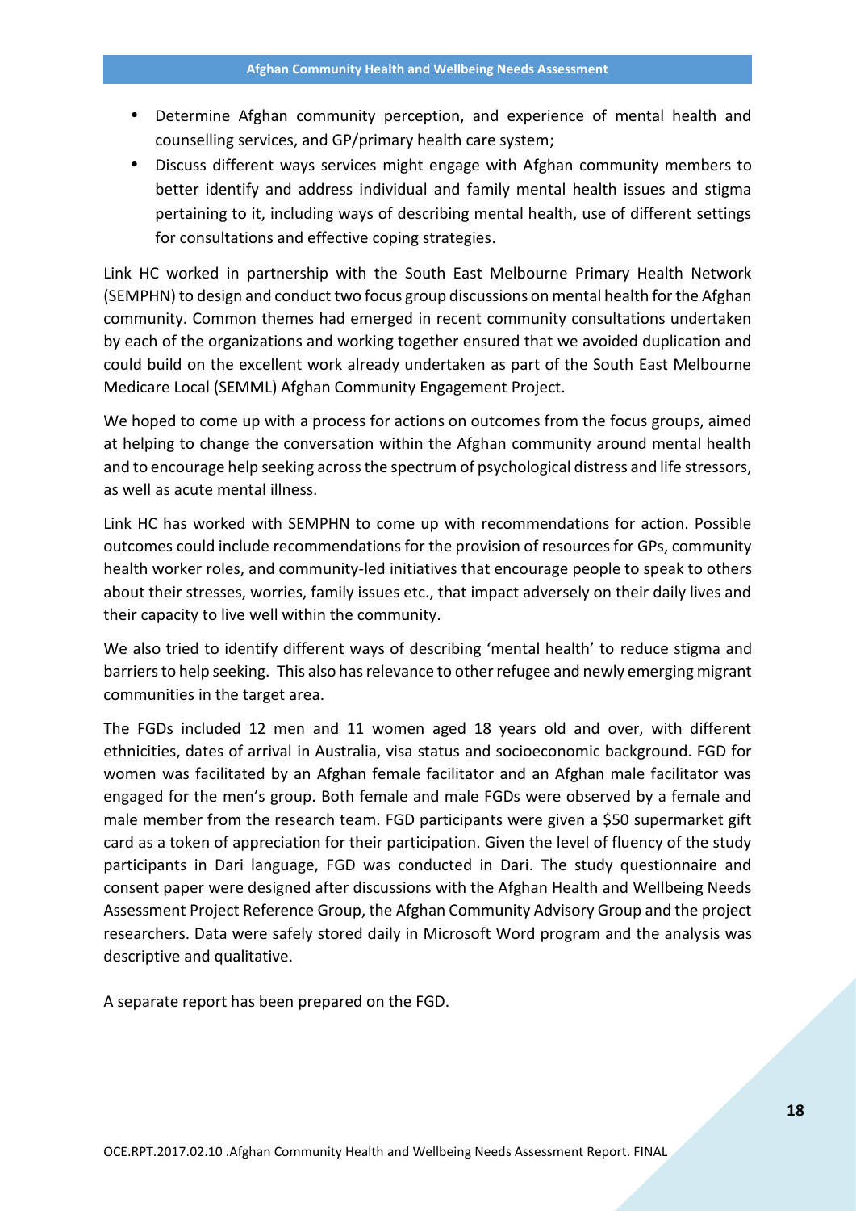- Determine Afghan community perception, and experience of mental health and counselling services, and GP/primary health care system;
- Discuss different ways services might engage with Afghan community members to better identify and address individual and family mental health issues and stigma pertaining to it, including ways of describing mental health, use of different settings for consultations and effective coping strategies.

Link HC worked in partnership with the South East Melbourne Primary Health Network (SEMPHN) to design and conduct two focus group discussions on mental health for the Afghan community. Common themes had emerged in recent community consultations undertaken by each of the organizations and working together ensured that we avoided duplication and could build on the excellent work already undertaken as part of the South East Melbourne Medicare Local (SEMML) Afghan Community Engagement Project.

We hoped to come up with a process for actions on outcomes from the focus groups, aimed at helping to change the conversation within the Afghan community around mental health and to encourage help seeking across the spectrum of psychological distress and life stressors, as well as acute mental illness.

Link HC has worked with SEMPHN to come up with recommendations for action. Possible outcomes could include recommendations for the provision of resources for GPs, community health worker roles, and community-led initiatives that encourage people to speak to others about their stresses, worries, family issues etc., that impact adversely on their daily lives and their capacity to live well within the community.

We also tried to identify different ways of describing 'mental health' to reduce stigma and barriers to help seeking. This also has relevance to other refugee and newly emerging migrant communities in the target area.

The FGDs included 12 men and 11 women aged 18 years old and over, with different ethnicities, dates of arrival in Australia, visa status and socioeconomic background. FGD for women was facilitated by an Afghan female facilitator and an Afghan male facilitator was engaged for the men's group. Both female and male FGDs were observed by a female and male member from the research team. FGD participants were given a $50 supermarket gift card as a token of appreciation for their participation. Given the level of fluency of the study participants in Dari language, FGD was conducted in Dari. The study questionnaire and consent paper were designed after discussions with the Afghan Health and Wellbeing Needs Assessment Project Reference Group, the Afghan Community Advisory Group and the project researchers. Data were safely stored daily in Microsoft Word program and the analysis was descriptive and qualitative.

A separate report has been prepared on the FGD.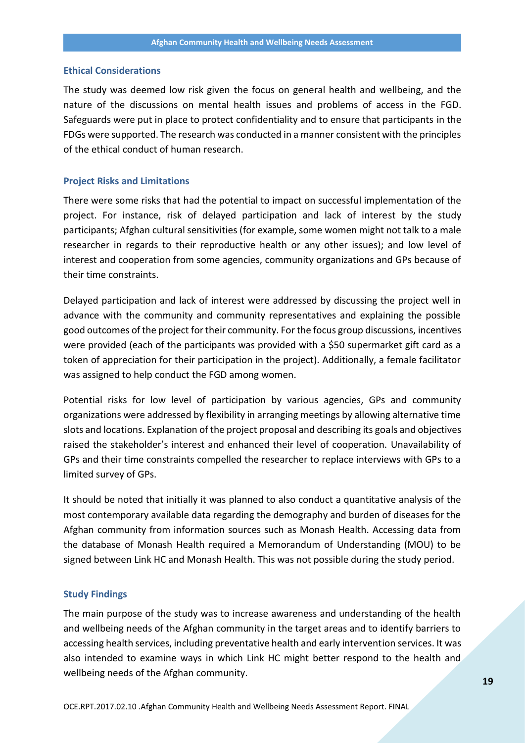### Ethical Considerations

The study was deemed low risk given the focus on general health and wellbeing, and the nature of the discussions on mental health issues and problems of access in the FGD. Safeguards were put in place to protect confidentiality and to ensure that participants in the FDGs were supported. The research was conducted in a manner consistent with the principles of the ethical conduct of human research.

### Project Risks and Limitations

There were some risks that had the potential to impact on successful implementation of the project. For instance, risk of delayed participation and lack of interest by the study participants; Afghan cultural sensitivities (for example, some women might not talk to a male researcher in regards to their reproductive health or any other issues); and low level of interest and cooperation from some agencies, community organizations and GPs because of their time constraints.

Delayed participation and lack of interest were addressed by discussing the project well in advance with the community and community representatives and explaining the possible good outcomes of the project for their community. For the focus group discussions, incentives were provided (each of the participants was provided with a $50 supermarket gift card as a token of appreciation for their participation in the project). Additionally, a female facilitator was assigned to help conduct the FGD among women.

Potential risks for low level of participation by various agencies, GPs and community organizations were addressed by flexibility in arranging meetings by allowing alternative time slots and locations. Explanation of the project proposal and describing its goals and objectives raised the stakeholder's interest and enhanced their level of cooperation. Unavailability of GPs and their time constraints compelled the researcher to replace interviews with GPs to a limited survey of GPs.

It should be noted that initially it was planned to also conduct a quantitative analysis of the most contemporary available data regarding the demography and burden of diseases for the Afghan community from information sources such as Monash Health. Accessing data from the database of Monash Health required a Memorandum of Understanding (MOU) to be signed between Link HC and Monash Health. This was not possible during the study period.

### Study Findings

The main purpose of the study was to increase awareness and understanding of the health and wellbeing needs of the Afghan community in the target areas and to identify barriers to accessing health services, including preventative health and early intervention services. It was also intended to examine ways in which Link HC might better respond to the health and wellbeing needs of the Afghan community.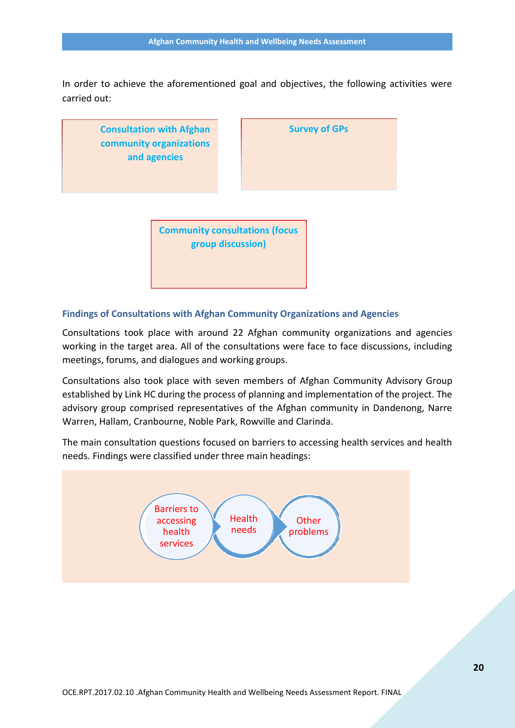In order to achieve the aforementioned goal and objectives, the following activities were carried out:

- Consultation with Afghan community organizations and agencies
- Survey of GPs
- Community consultations (focus group discussion)

### Findings of Consultations with Afghan Community Organizations and Agencies

Consultations took place with around 22 Afghan community organizations and agencies working in the target area. All of the consultations were face to face discussions, including meetings, forums, and dialogues and working groups.

Consultations also took place with seven members of Afghan Community Advisory Group established by Link HC during the process of planning and implementation of the project. The advisory group comprised representatives of the Afghan community in Dandenong, Narre Warren, Hallam, Cranbourne, Noble Park, Rowville and Clarinda.

The main consultation questions focused on barriers to accessing health services and health needs. Findings were classified under three main headings:

- Barriers to accessing health services
- Health needs
- Other problems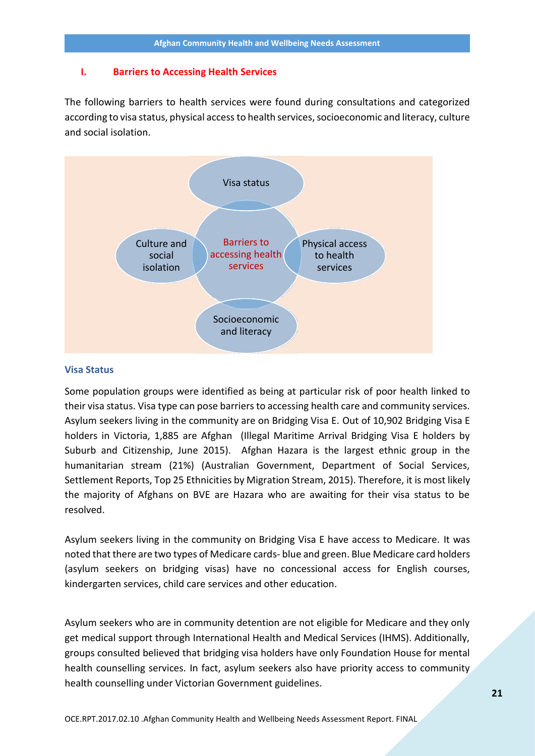## I. Barriers to Accessing Health Services

The following barriers to health services were found during consultations and categorized according to visa status, physical access to health services, socioeconomic and literacy, culture and social isolation.

Visa status

Culture and social isolation

Barriers to accessing health services

Physical access to health services

Socioeconomic and literacy

### Visa Status

Some population groups were identified as being at particular risk of poor health linked to their visa status. Visa type can pose barriers to accessing health care and community services. Asylum seekers living in the community are on Bridging Visa E. Out of 10,902 Bridging Visa E holders in Victoria, 1,885 are Afghan (Illegal Maritime Arrival Bridging Visa E holders by Suburb and Citizenship, June 2015). Afghan Hazara is the largest ethnic group in the humanitarian stream (21%) (Australian Government, Department of Social Services, Settlement Reports, Top 25 Ethnicities by Migration Stream, 2015). Therefore, it is most likely the majority of Afghans on BVE are Hazara who are awaiting for their visa status to be resolved.

Asylum seekers living in the community on Bridging Visa E have access to Medicare. It was noted that there are two types of Medicare cards- blue and green. Blue Medicare card holders (asylum seekers on bridging visas) have no concessional access for English courses, kindergarten services, child care services and other education.

Asylum seekers who are in community detention are not eligible for Medicare and they only get medical support through International Health and Medical Services (IHMS). Additionally, groups consulted believed that bridging visa holders have only Foundation House for mental health counselling services. In fact, asylum seekers also have priority access to community health counselling under Victorian Government guidelines.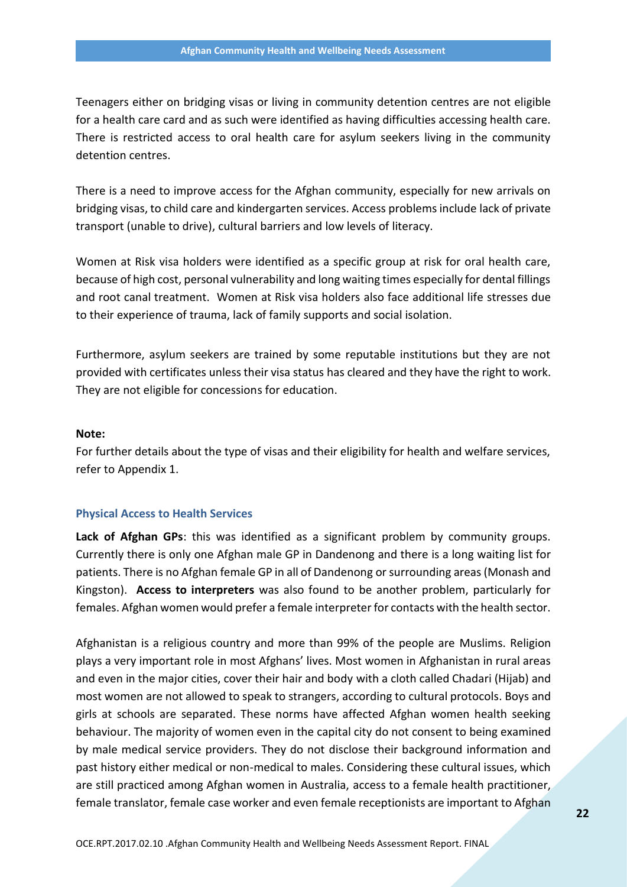Teenagers either on bridging visas or living in community detention centres are not eligible for a health care card and as such were identified as having difficulties accessing health care. There is restricted access to oral health care for asylum seekers living in the community detention centres.

There is a need to improve access for the Afghan community, especially for new arrivals on bridging visas, to child care and kindergarten services. Access problems include lack of private transport (unable to drive), cultural barriers and low levels of literacy.

Women at Risk visa holders were identified as a specific group at risk for oral health care, because of high cost, personal vulnerability and long waiting times especially for dental fillings and root canal treatment. Women at Risk visa holders also face additional life stresses due to their experience of trauma, lack of family supports and social isolation.

Furthermore, asylum seekers are trained by some reputable institutions but they are not provided with certificates unless their visa status has cleared and they have the right to work. They are not eligible for concessions for education.

**Note:**
For further details about the type of visas and their eligibility for health and welfare services, refer to Appendix 1.

### Physical Access to Health Services

**Lack of Afghan GPs**: this was identified as a significant problem by community groups. Currently there is only one Afghan male GP in Dandenong and there is a long waiting list for patients. There is no Afghan female GP in all of Dandenong or surrounding areas (Monash and Kingston). **Access to interpreters** was also found to be another problem, particularly for females. Afghan women would prefer a female interpreter for contacts with the health sector.

Afghanistan is a religious country and more than 99% of the people are Muslims. Religion plays a very important role in most Afghans' lives. Most women in Afghanistan in rural areas and even in the major cities, cover their hair and body with a cloth called Chadari (Hijab) and most women are not allowed to speak to strangers, according to cultural protocols. Boys and girls at schools are separated. These norms have affected Afghan women health seeking behaviour. The majority of women even in the capital city do not consent to being examined by male medical service providers. They do not disclose their background information and past history either medical or non-medical to males. Considering these cultural issues, which are still practiced among Afghan women in Australia, access to a female health practitioner, female translator, female case worker and even female receptionists are important to Afghan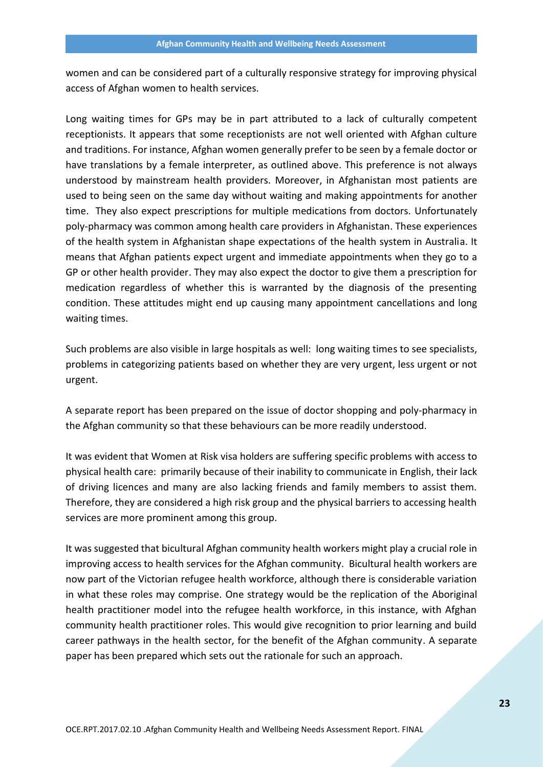women and can be considered part of a culturally responsive strategy for improving physical access of Afghan women to health services.

Long waiting times for GPs may be in part attributed to a lack of culturally competent receptionists. It appears that some receptionists are not well oriented with Afghan culture and traditions. For instance, Afghan women generally prefer to be seen by a female doctor or have translations by a female interpreter, as outlined above. This preference is not always understood by mainstream health providers. Moreover, in Afghanistan most patients are used to being seen on the same day without waiting and making appointments for another time. They also expect prescriptions for multiple medications from doctors. Unfortunately poly-pharmacy was common among health care providers in Afghanistan. These experiences of the health system in Afghanistan shape expectations of the health system in Australia. It means that Afghan patients expect urgent and immediate appointments when they go to a GP or other health provider. They may also expect the doctor to give them a prescription for medication regardless of whether this is warranted by the diagnosis of the presenting condition. These attitudes might end up causing many appointment cancellations and long waiting times.

Such problems are also visible in large hospitals as well: long waiting times to see specialists, problems in categorizing patients based on whether they are very urgent, less urgent or not urgent.

A separate report has been prepared on the issue of doctor shopping and poly-pharmacy in the Afghan community so that these behaviours can be more readily understood.

It was evident that Women at Risk visa holders are suffering specific problems with access to physical health care: primarily because of their inability to communicate in English, their lack of driving licences and many are also lacking friends and family members to assist them. Therefore, they are considered a high risk group and the physical barriers to accessing health services are more prominent among this group.

It was suggested that bicultural Afghan community health workers might play a crucial role in improving access to health services for the Afghan community. Bicultural health workers are now part of the Victorian refugee health workforce, although there is considerable variation in what these roles may comprise. One strategy would be the replication of the Aboriginal health practitioner model into the refugee health workforce, in this instance, with Afghan community health practitioner roles. This would give recognition to prior learning and build career pathways in the health sector, for the benefit of the Afghan community. A separate paper has been prepared which sets out the rationale for such an approach.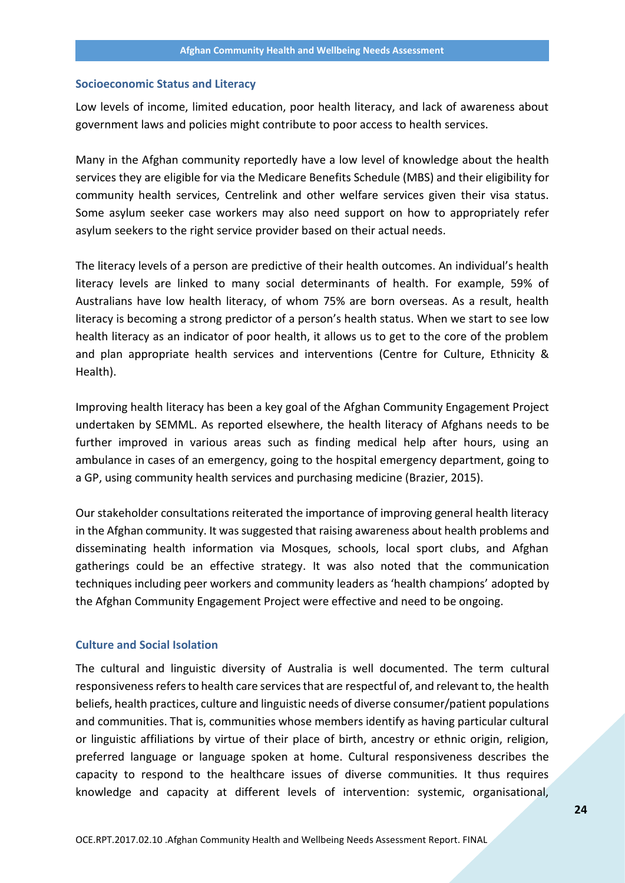### Socioeconomic Status and Literacy

Low levels of income, limited education, poor health literacy, and lack of awareness about government laws and policies might contribute to poor access to health services.

Many in the Afghan community reportedly have a low level of knowledge about the health services they are eligible for via the Medicare Benefits Schedule (MBS) and their eligibility for community health services, Centrelink and other welfare services given their visa status. Some asylum seeker case workers may also need support on how to appropriately refer asylum seekers to the right service provider based on their actual needs.

The literacy levels of a person are predictive of their health outcomes. An individual's health literacy levels are linked to many social determinants of health. For example, 59% of Australians have low health literacy, of whom 75% are born overseas. As a result, health literacy is becoming a strong predictor of a person's health status. When we start to see low health literacy as an indicator of poor health, it allows us to get to the core of the problem and plan appropriate health services and interventions (Centre for Culture, Ethnicity & Health).

Improving health literacy has been a key goal of the Afghan Community Engagement Project undertaken by SEMML. As reported elsewhere, the health literacy of Afghans needs to be further improved in various areas such as finding medical help after hours, using an ambulance in cases of an emergency, going to the hospital emergency department, going to a GP, using community health services and purchasing medicine (Brazier, 2015).

Our stakeholder consultations reiterated the importance of improving general health literacy in the Afghan community. It was suggested that raising awareness about health problems and disseminating health information via Mosques, schools, local sport clubs, and Afghan gatherings could be an effective strategy. It was also noted that the communication techniques including peer workers and community leaders as 'health champions' adopted by the Afghan Community Engagement Project were effective and need to be ongoing.

### Culture and Social Isolation

The cultural and linguistic diversity of Australia is well documented. The term cultural responsiveness refers to health care services that are respectful of, and relevant to, the health beliefs, health practices, culture and linguistic needs of diverse consumer/patient populations and communities. That is, communities whose members identify as having particular cultural or linguistic affiliations by virtue of their place of birth, ancestry or ethnic origin, religion, preferred language or language spoken at home. Cultural responsiveness describes the capacity to respond to the healthcare issues of diverse communities. It thus requires knowledge and capacity at different levels of intervention: systemic, organisational,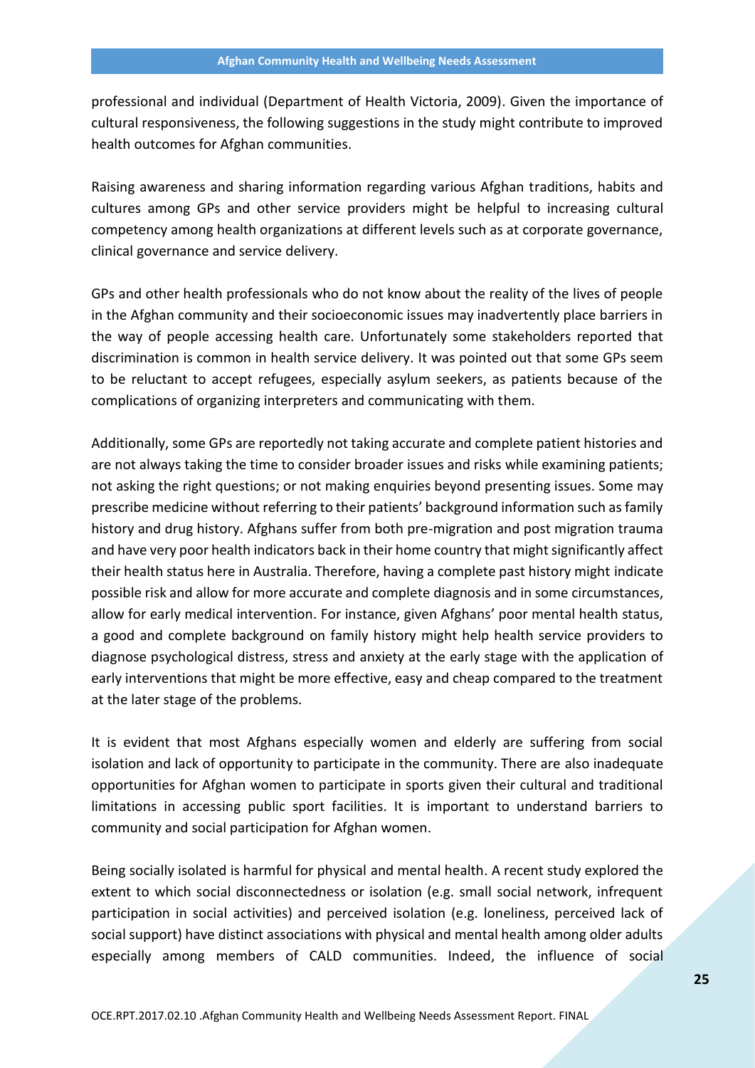professional and individual (Department of Health Victoria, 2009). Given the importance of cultural responsiveness, the following suggestions in the study might contribute to improved health outcomes for Afghan communities.

Raising awareness and sharing information regarding various Afghan traditions, habits and cultures among GPs and other service providers might be helpful to increasing cultural competency among health organizations at different levels such as at corporate governance, clinical governance and service delivery.

GPs and other health professionals who do not know about the reality of the lives of people in the Afghan community and their socioeconomic issues may inadvertently place barriers in the way of people accessing health care. Unfortunately some stakeholders reported that discrimination is common in health service delivery. It was pointed out that some GPs seem to be reluctant to accept refugees, especially asylum seekers, as patients because of the complications of organizing interpreters and communicating with them.

Additionally, some GPs are reportedly not taking accurate and complete patient histories and are not always taking the time to consider broader issues and risks while examining patients; not asking the right questions; or not making enquiries beyond presenting issues. Some may prescribe medicine without referring to their patients' background information such as family history and drug history. Afghans suffer from both pre-migration and post migration trauma and have very poor health indicators back in their home country that might significantly affect their health status here in Australia. Therefore, having a complete past history might indicate possible risk and allow for more accurate and complete diagnosis and in some circumstances, allow for early medical intervention. For instance, given Afghans' poor mental health status, a good and complete background on family history might help health service providers to diagnose psychological distress, stress and anxiety at the early stage with the application of early interventions that might be more effective, easy and cheap compared to the treatment at the later stage of the problems.

It is evident that most Afghans especially women and elderly are suffering from social isolation and lack of opportunity to participate in the community. There are also inadequate opportunities for Afghan women to participate in sports given their cultural and traditional limitations in accessing public sport facilities. It is important to understand barriers to community and social participation for Afghan women.

Being socially isolated is harmful for physical and mental health. A recent study explored the extent to which social disconnectedness or isolation (e.g. small social network, infrequent participation in social activities) and perceived isolation (e.g. loneliness, perceived lack of social support) have distinct associations with physical and mental health among older adults especially among members of CALD communities. Indeed, the influence of social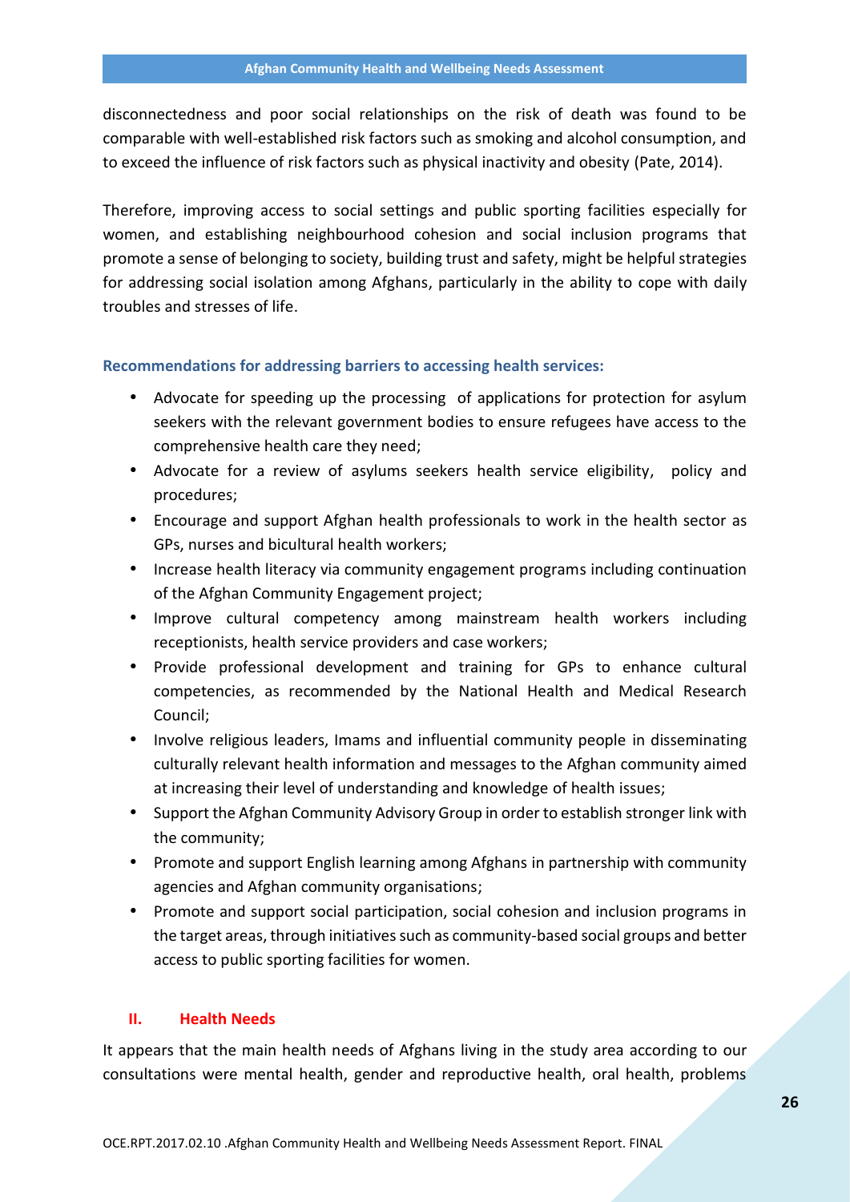disconnectedness and poor social relationships on the risk of death was found to be comparable with well-established risk factors such as smoking and alcohol consumption, and to exceed the influence of risk factors such as physical inactivity and obesity (Pate, 2014).

Therefore, improving access to social settings and public sporting facilities especially for women, and establishing neighbourhood cohesion and social inclusion programs that promote a sense of belonging to society, building trust and safety, might be helpful strategies for addressing social isolation among Afghans, particularly in the ability to cope with daily troubles and stresses of life.

**Recommendations for addressing barriers to accessing health services:**

- Advocate for speeding up the processing of applications for protection for asylum seekers with the relevant government bodies to ensure refugees have access to the comprehensive health care they need;
- Advocate for a review of asylums seekers health service eligibility, policy and procedures;
- Encourage and support Afghan health professionals to work in the health sector as GPs, nurses and bicultural health workers;
- Increase health literacy via community engagement programs including continuation of the Afghan Community Engagement project;
- Improve cultural competency among mainstream health workers including receptionists, health service providers and case workers;
- Provide professional development and training for GPs to enhance cultural competencies, as recommended by the National Health and Medical Research Council;
- Involve religious leaders, Imams and influential community people in disseminating culturally relevant health information and messages to the Afghan community aimed at increasing their level of understanding and knowledge of health issues;
- Support the Afghan Community Advisory Group in order to establish stronger link with the community;
- Promote and support English learning among Afghans in partnership with community agencies and Afghan community organisations;
- Promote and support social participation, social cohesion and inclusion programs in the target areas, through initiatives such as community-based social groups and better access to public sporting facilities for women.

## II. Health Needs

It appears that the main health needs of Afghans living in the study area according to our consultations were mental health, gender and reproductive health, oral health, problems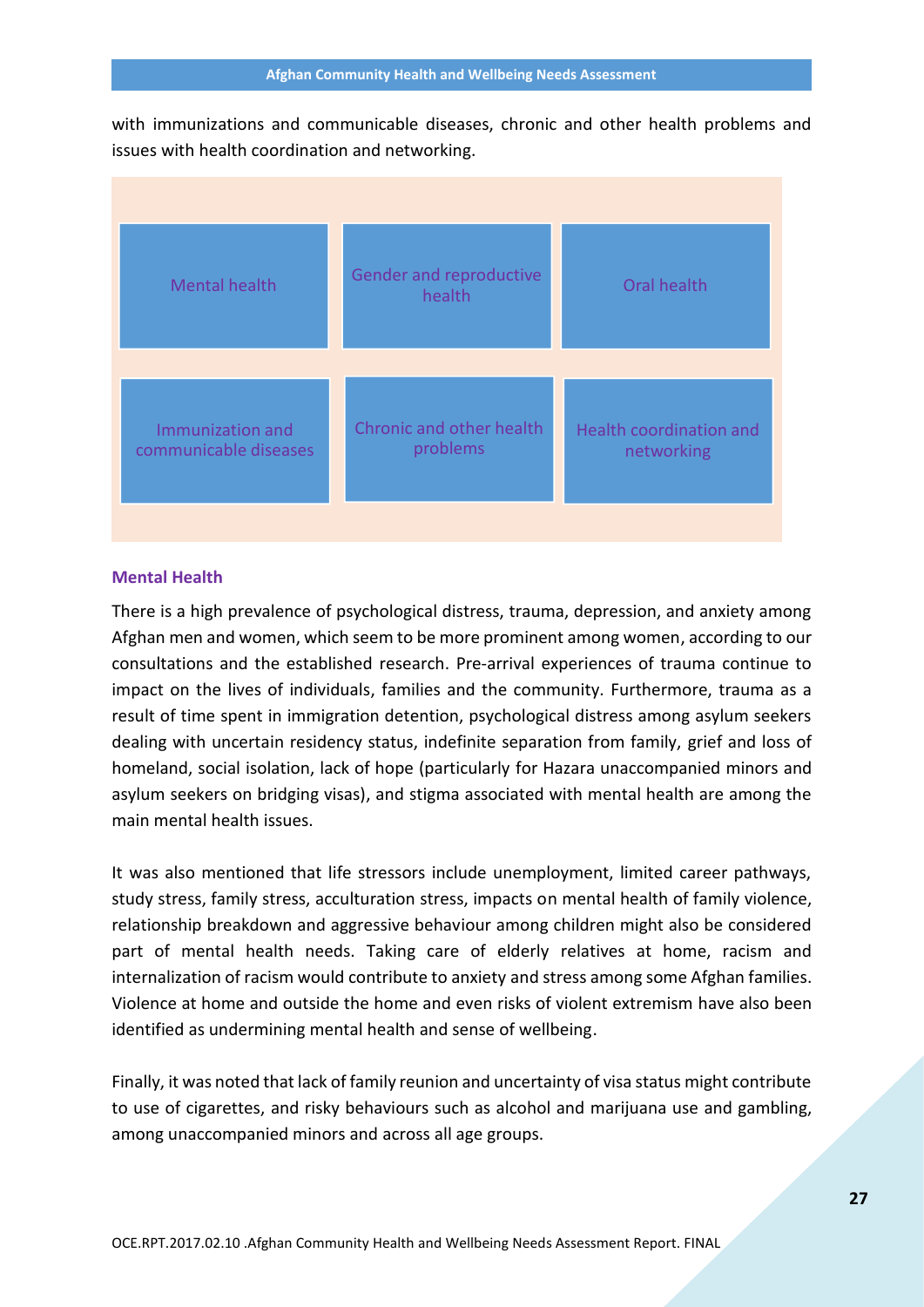with immunizations and communicable diseases, chronic and other health problems and issues with health coordination and networking.

| Mental health | Gender and reproductive health | Oral health |
| --- | --- | --- |
| Immunization and communicable diseases | Chronic and other health problems | Health coordination and networking |

### Mental Health

There is a high prevalence of psychological distress, trauma, depression, and anxiety among Afghan men and women, which seem to be more prominent among women, according to our consultations and the established research. Pre-arrival experiences of trauma continue to impact on the lives of individuals, families and the community. Furthermore, trauma as a result of time spent in immigration detention, psychological distress among asylum seekers dealing with uncertain residency status, indefinite separation from family, grief and loss of homeland, social isolation, lack of hope (particularly for Hazara unaccompanied minors and asylum seekers on bridging visas), and stigma associated with mental health are among the main mental health issues.

It was also mentioned that life stressors include unemployment, limited career pathways, study stress, family stress, acculturation stress, impacts on mental health of family violence, relationship breakdown and aggressive behaviour among children might also be considered part of mental health needs. Taking care of elderly relatives at home, racism and internalization of racism would contribute to anxiety and stress among some Afghan families. Violence at home and outside the home and even risks of violent extremism have also been identified as undermining mental health and sense of wellbeing.

Finally, it was noted that lack of family reunion and uncertainty of visa status might contribute to use of cigarettes, and risky behaviours such as alcohol and marijuana use and gambling, among unaccompanied minors and across all age groups.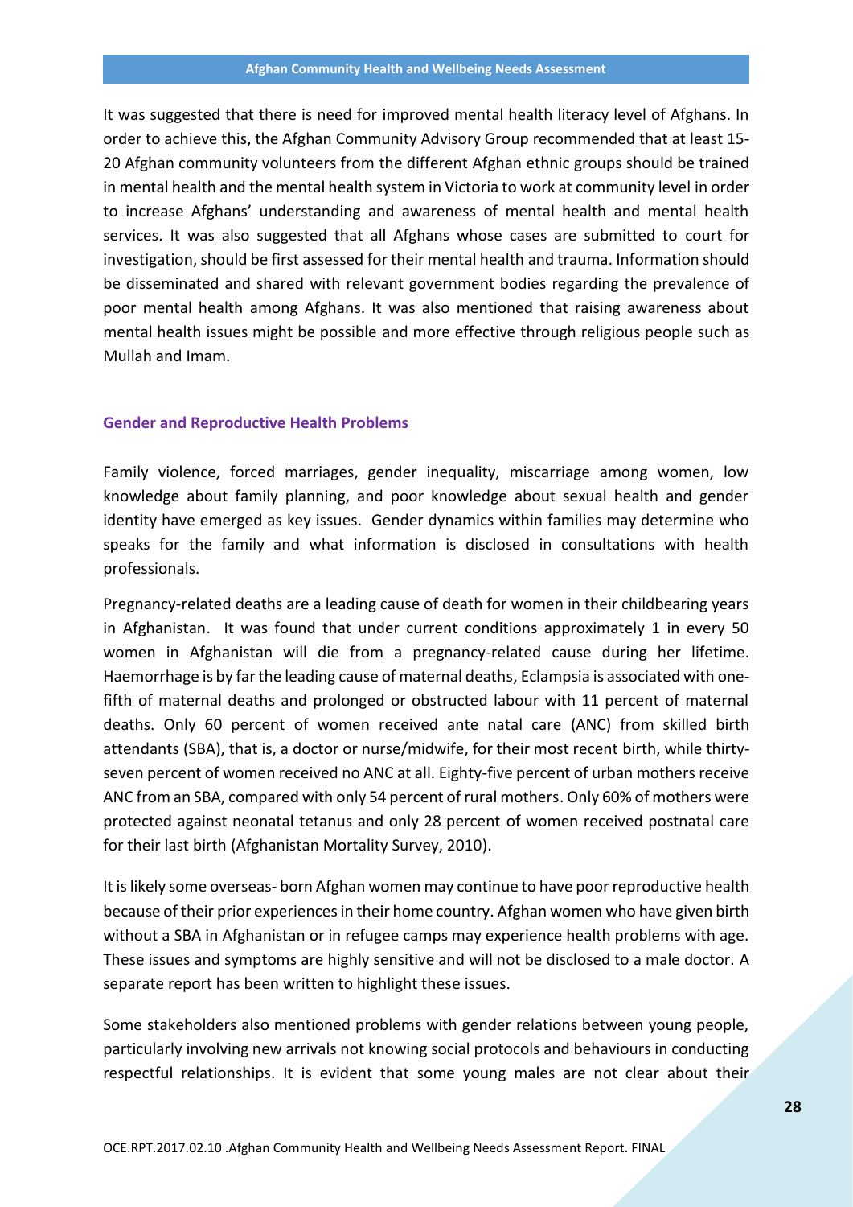It was suggested that there is need for improved mental health literacy level of Afghans. In order to achieve this, the Afghan Community Advisory Group recommended that at least 15-20 Afghan community volunteers from the different Afghan ethnic groups should be trained in mental health and the mental health system in Victoria to work at community level in order to increase Afghans' understanding and awareness of mental health and mental health services. It was also suggested that all Afghans whose cases are submitted to court for investigation, should be first assessed for their mental health and trauma. Information should be disseminated and shared with relevant government bodies regarding the prevalence of poor mental health among Afghans. It was also mentioned that raising awareness about mental health issues might be possible and more effective through religious people such as Mullah and Imam.

### Gender and Reproductive Health Problems

Family violence, forced marriages, gender inequality, miscarriage among women, low knowledge about family planning, and poor knowledge about sexual health and gender identity have emerged as key issues. Gender dynamics within families may determine who speaks for the family and what information is disclosed in consultations with health professionals.

Pregnancy-related deaths are a leading cause of death for women in their childbearing years in Afghanistan. It was found that under current conditions approximately 1 in every 50 women in Afghanistan will die from a pregnancy-related cause during her lifetime. Haemorrhage is by far the leading cause of maternal deaths, Eclampsia is associated with one-fifth of maternal deaths and prolonged or obstructed labour with 11 percent of maternal deaths. Only 60 percent of women received ante natal care (ANC) from skilled birth attendants (SBA), that is, a doctor or nurse/midwife, for their most recent birth, while thirty-seven percent of women received no ANC at all. Eighty-five percent of urban mothers receive ANC from an SBA, compared with only 54 percent of rural mothers. Only 60% of mothers were protected against neonatal tetanus and only 28 percent of women received postnatal care for their last birth (Afghanistan Mortality Survey, 2010).

It is likely some overseas- born Afghan women may continue to have poor reproductive health because of their prior experiences in their home country. Afghan women who have given birth without a SBA in Afghanistan or in refugee camps may experience health problems with age. These issues and symptoms are highly sensitive and will not be disclosed to a male doctor. A separate report has been written to highlight these issues.

Some stakeholders also mentioned problems with gender relations between young people, particularly involving new arrivals not knowing social protocols and behaviours in conducting respectful relationships. It is evident that some young males are not clear about their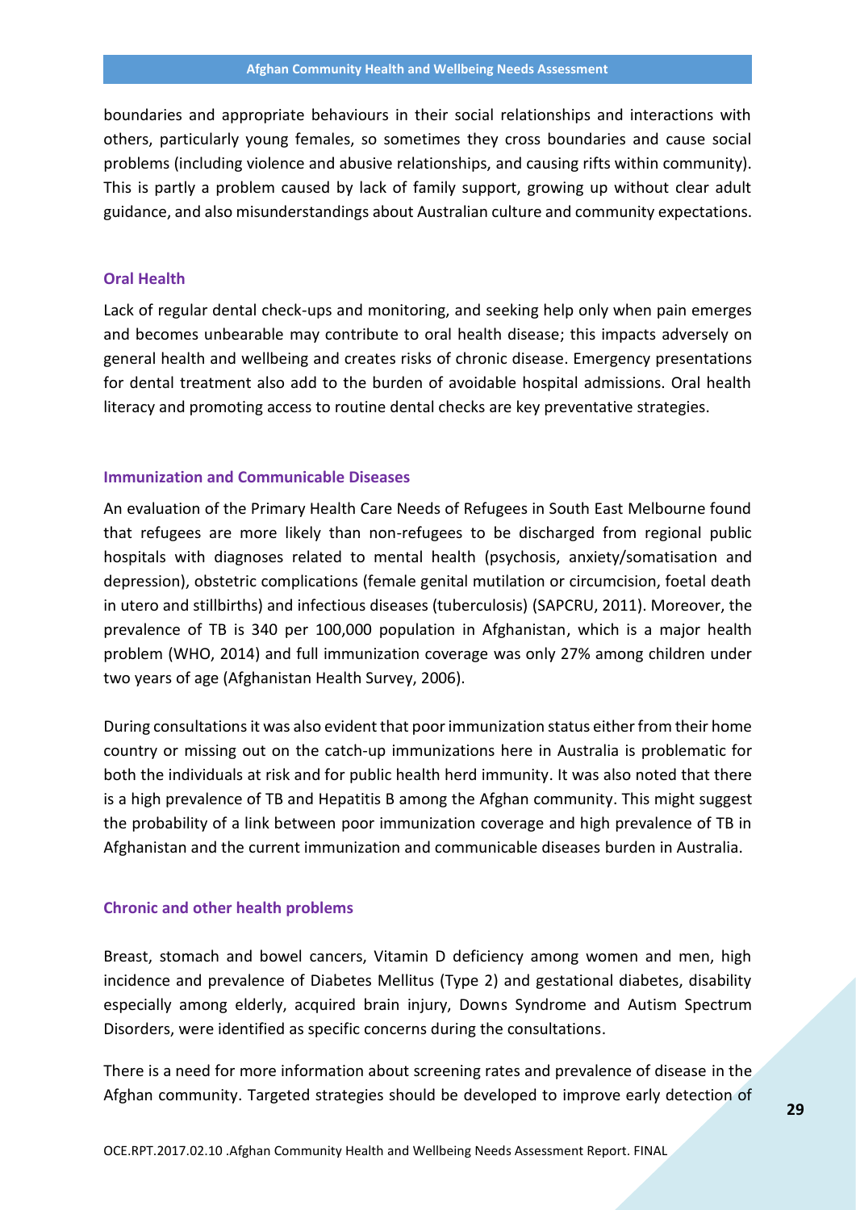boundaries and appropriate behaviours in their social relationships and interactions with others, particularly young females, so sometimes they cross boundaries and cause social problems (including violence and abusive relationships, and causing rifts within community). This is partly a problem caused by lack of family support, growing up without clear adult guidance, and also misunderstandings about Australian culture and community expectations.

### Oral Health

Lack of regular dental check-ups and monitoring, and seeking help only when pain emerges and becomes unbearable may contribute to oral health disease; this impacts adversely on general health and wellbeing and creates risks of chronic disease. Emergency presentations for dental treatment also add to the burden of avoidable hospital admissions. Oral health literacy and promoting access to routine dental checks are key preventative strategies.

### Immunization and Communicable Diseases

An evaluation of the Primary Health Care Needs of Refugees in South East Melbourne found that refugees are more likely than non-refugees to be discharged from regional public hospitals with diagnoses related to mental health (psychosis, anxiety/somatisation and depression), obstetric complications (female genital mutilation or circumcision, foetal death in utero and stillbirths) and infectious diseases (tuberculosis) (SAPCRU, 2011). Moreover, the prevalence of TB is 340 per 100,000 population in Afghanistan, which is a major health problem (WHO, 2014) and full immunization coverage was only 27% among children under two years of age (Afghanistan Health Survey, 2006).

During consultations it was also evident that poor immunization status either from their home country or missing out on the catch-up immunizations here in Australia is problematic for both the individuals at risk and for public health herd immunity. It was also noted that there is a high prevalence of TB and Hepatitis B among the Afghan community. This might suggest the probability of a link between poor immunization coverage and high prevalence of TB in Afghanistan and the current immunization and communicable diseases burden in Australia.

### Chronic and other health problems

Breast, stomach and bowel cancers, Vitamin D deficiency among women and men, high incidence and prevalence of Diabetes Mellitus (Type 2) and gestational diabetes, disability especially among elderly, acquired brain injury, Downs Syndrome and Autism Spectrum Disorders, were identified as specific concerns during the consultations.

There is a need for more information about screening rates and prevalence of disease in the Afghan community. Targeted strategies should be developed to improve early detection of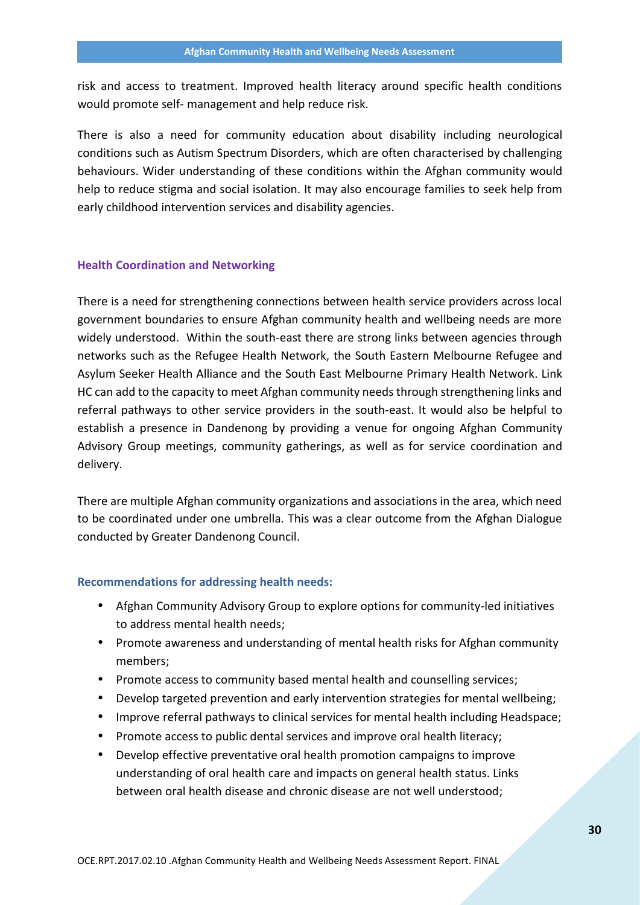risk and access to treatment. Improved health literacy around specific health conditions would promote self- management and help reduce risk.

There is also a need for community education about disability including neurological conditions such as Autism Spectrum Disorders, which are often characterised by challenging behaviours. Wider understanding of these conditions within the Afghan community would help to reduce stigma and social isolation. It may also encourage families to seek help from early childhood intervention services and disability agencies.

### Health Coordination and Networking

There is a need for strengthening connections between health service providers across local government boundaries to ensure Afghan community health and wellbeing needs are more widely understood. Within the south-east there are strong links between agencies through networks such as the Refugee Health Network, the South Eastern Melbourne Refugee and Asylum Seeker Health Alliance and the South East Melbourne Primary Health Network. Link HC can add to the capacity to meet Afghan community needs through strengthening links and referral pathways to other service providers in the south-east. It would also be helpful to establish a presence in Dandenong by providing a venue for ongoing Afghan Community Advisory Group meetings, community gatherings, as well as for service coordination and delivery.

There are multiple Afghan community organizations and associations in the area, which need to be coordinated under one umbrella. This was a clear outcome from the Afghan Dialogue conducted by Greater Dandenong Council.

### Recommendations for addressing health needs:

- Afghan Community Advisory Group to explore options for community-led initiatives to address mental health needs;
- Promote awareness and understanding of mental health risks for Afghan community members;
- Promote access to community based mental health and counselling services;
- Develop targeted prevention and early intervention strategies for mental wellbeing;
- Improve referral pathways to clinical services for mental health including Headspace;
- Promote access to public dental services and improve oral health literacy;
- Develop effective preventative oral health promotion campaigns to improve understanding of oral health care and impacts on general health status. Links between oral health disease and chronic disease are not well understood;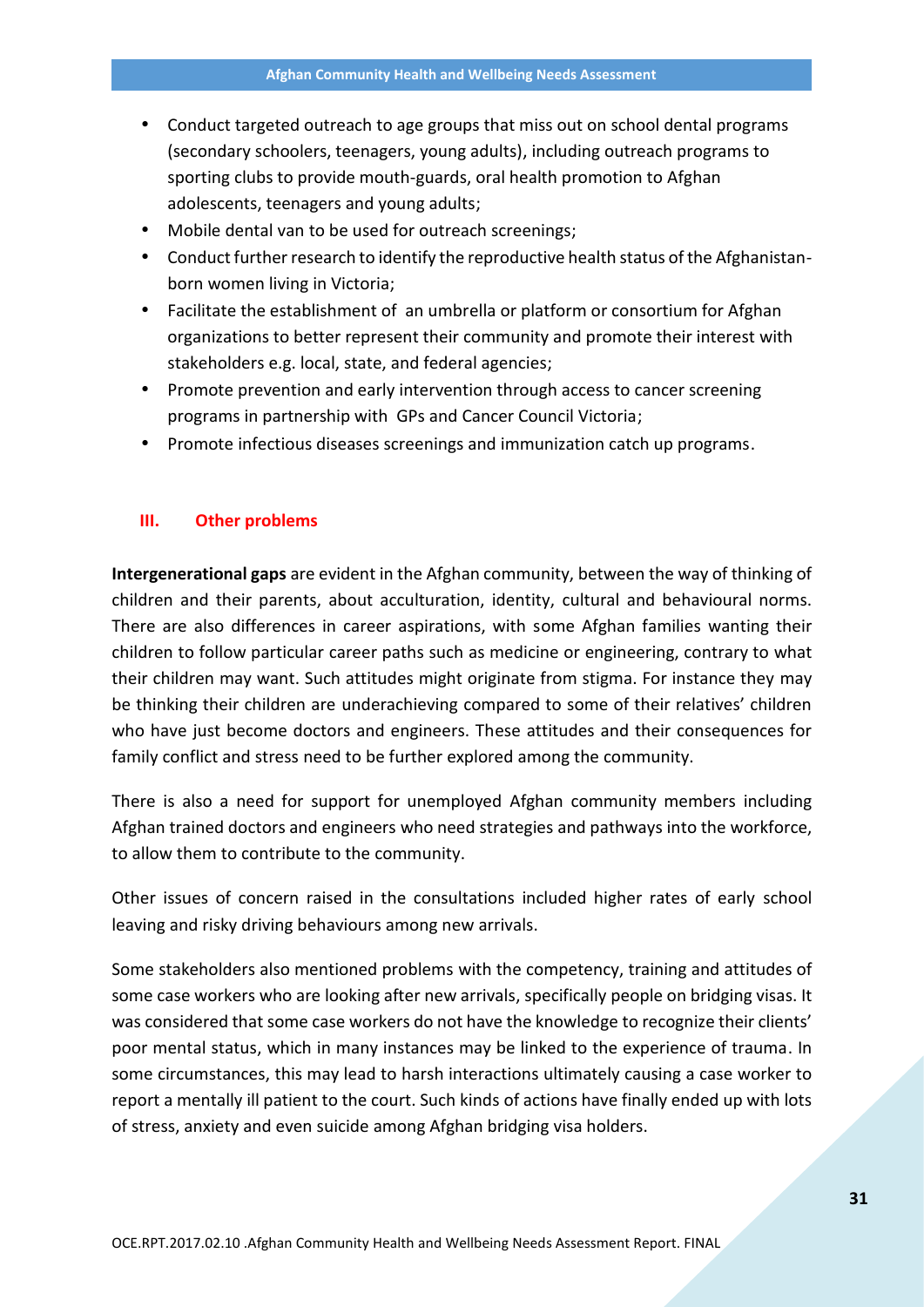- Conduct targeted outreach to age groups that miss out on school dental programs (secondary schoolers, teenagers, young adults), including outreach programs to sporting clubs to provide mouth-guards, oral health promotion to Afghan adolescents, teenagers and young adults;
- Mobile dental van to be used for outreach screenings;
- Conduct further research to identify the reproductive health status of the Afghanistan-born women living in Victoria;
- Facilitate the establishment of an umbrella or platform or consortium for Afghan organizations to better represent their community and promote their interest with stakeholders e.g. local, state, and federal agencies;
- Promote prevention and early intervention through access to cancer screening programs in partnership with GPs and Cancer Council Victoria;
- Promote infectious diseases screenings and immunization catch up programs.

### III. Other problems

**Intergenerational gaps** are evident in the Afghan community, between the way of thinking of children and their parents, about acculturation, identity, cultural and behavioural norms. There are also differences in career aspirations, with some Afghan families wanting their children to follow particular career paths such as medicine or engineering, contrary to what their children may want. Such attitudes might originate from stigma. For instance they may be thinking their children are underachieving compared to some of their relatives' children who have just become doctors and engineers. These attitudes and their consequences for family conflict and stress need to be further explored among the community.

There is also a need for support for unemployed Afghan community members including Afghan trained doctors and engineers who need strategies and pathways into the workforce, to allow them to contribute to the community.

Other issues of concern raised in the consultations included higher rates of early school leaving and risky driving behaviours among new arrivals.

Some stakeholders also mentioned problems with the competency, training and attitudes of some case workers who are looking after new arrivals, specifically people on bridging visas. It was considered that some case workers do not have the knowledge to recognize their clients' poor mental status, which in many instances may be linked to the experience of trauma. In some circumstances, this may lead to harsh interactions ultimately causing a case worker to report a mentally ill patient to the court. Such kinds of actions have finally ended up with lots of stress, anxiety and even suicide among Afghan bridging visa holders.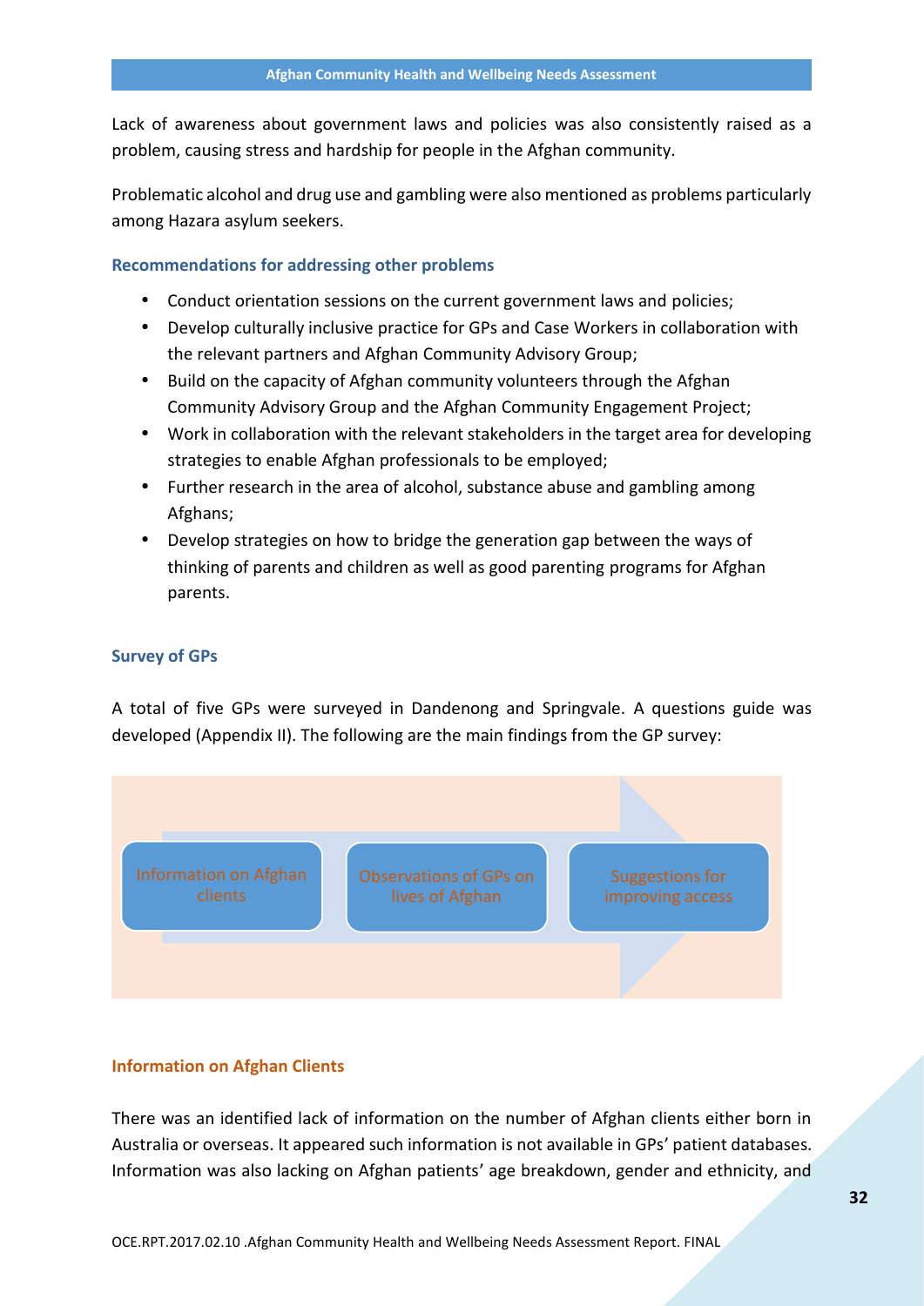Lack of awareness about government laws and policies was also consistently raised as a problem, causing stress and hardship for people in the Afghan community.

Problematic alcohol and drug use and gambling were also mentioned as problems particularly among Hazara asylum seekers.

### Recommendations for addressing other problems

- Conduct orientation sessions on the current government laws and policies;
- Develop culturally inclusive practice for GPs and Case Workers in collaboration with the relevant partners and Afghan Community Advisory Group;
- Build on the capacity of Afghan community volunteers through the Afghan Community Advisory Group and the Afghan Community Engagement Project;
- Work in collaboration with the relevant stakeholders in the target area for developing strategies to enable Afghan professionals to be employed;
- Further research in the area of alcohol, substance abuse and gambling among Afghans;
- Develop strategies on how to bridge the generation gap between the ways of thinking of parents and children as well as good parenting programs for Afghan parents.

### Survey of GPs

A total of five GPs were surveyed in Dandenong and Springvale. A questions guide was developed (Appendix II). The following are the main findings from the GP survey:

Information on Afghan clients → Observations of GPs on lives of Afghan → Suggestions for improving access

### Information on Afghan Clients

There was an identified lack of information on the number of Afghan clients either born in Australia or overseas. It appeared such information is not available in GPs' patient databases. Information was also lacking on Afghan patients' age breakdown, gender and ethnicity, and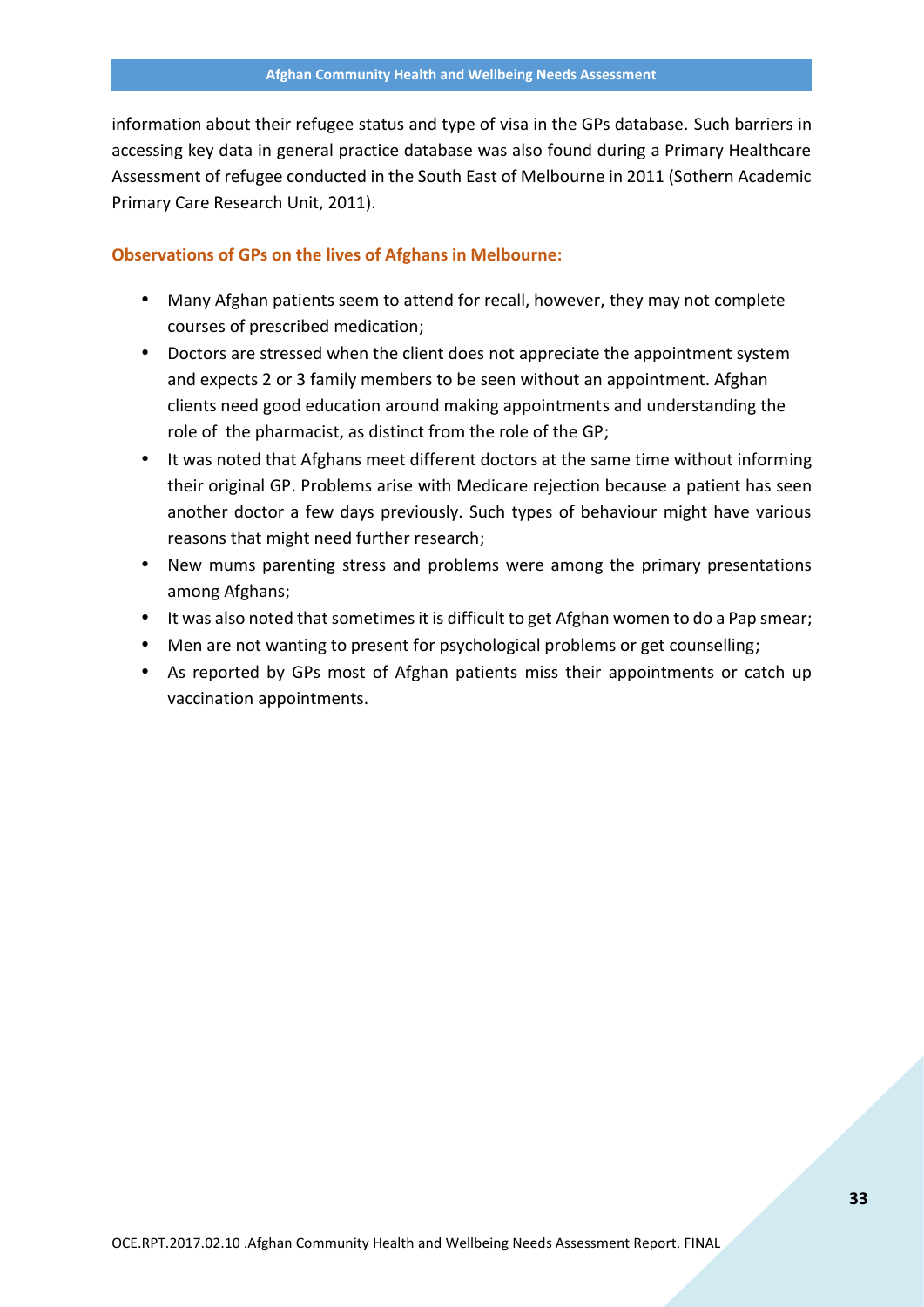information about their refugee status and type of visa in the GPs database. Such barriers in accessing key data in general practice database was also found during a Primary Healthcare Assessment of refugee conducted in the South East of Melbourne in 2011 (Sothern Academic Primary Care Research Unit, 2011).

**Observations of GPs on the lives of Afghans in Melbourne:**

- Many Afghan patients seem to attend for recall, however, they may not complete courses of prescribed medication;
- Doctors are stressed when the client does not appreciate the appointment system and expects 2 or 3 family members to be seen without an appointment. Afghan clients need good education around making appointments and understanding the role of the pharmacist, as distinct from the role of the GP;
- It was noted that Afghans meet different doctors at the same time without informing their original GP. Problems arise with Medicare rejection because a patient has seen another doctor a few days previously. Such types of behaviour might have various reasons that might need further research;
- New mums parenting stress and problems were among the primary presentations among Afghans;
- It was also noted that sometimes it is difficult to get Afghan women to do a Pap smear;
- Men are not wanting to present for psychological problems or get counselling;
- As reported by GPs most of Afghan patients miss their appointments or catch up vaccination appointments.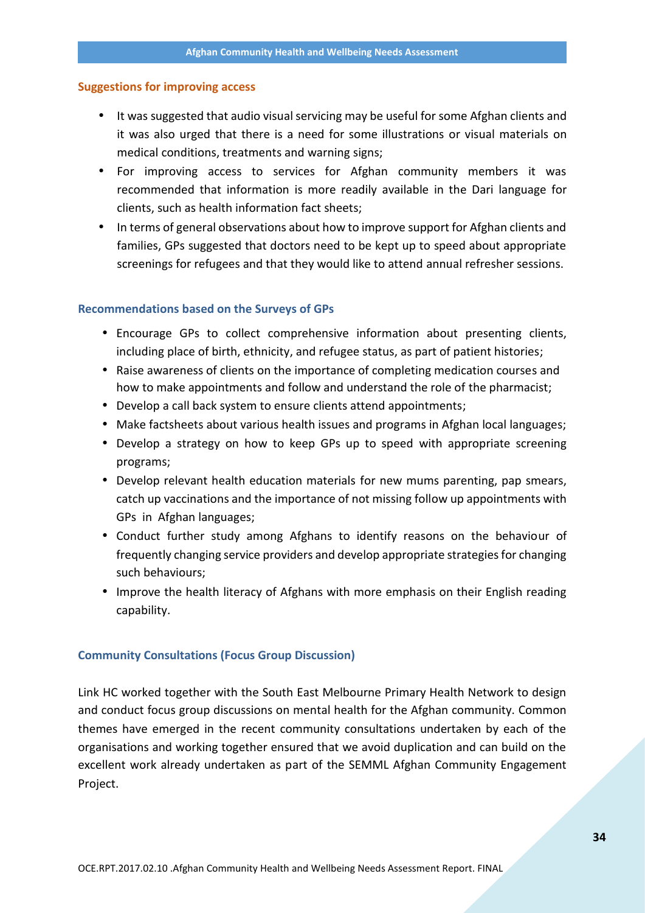### Suggestions for improving access

- It was suggested that audio visual servicing may be useful for some Afghan clients and it was also urged that there is a need for some illustrations or visual materials on medical conditions, treatments and warning signs;
- For improving access to services for Afghan community members it was recommended that information is more readily available in the Dari language for clients, such as health information fact sheets;
- In terms of general observations about how to improve support for Afghan clients and families, GPs suggested that doctors need to be kept up to speed about appropriate screenings for refugees and that they would like to attend annual refresher sessions.

### Recommendations based on the Surveys of GPs

- Encourage GPs to collect comprehensive information about presenting clients, including place of birth, ethnicity, and refugee status, as part of patient histories;
- Raise awareness of clients on the importance of completing medication courses and how to make appointments and follow and understand the role of the pharmacist;
- Develop a call back system to ensure clients attend appointments;
- Make factsheets about various health issues and programs in Afghan local languages;
- Develop a strategy on how to keep GPs up to speed with appropriate screening programs;
- Develop relevant health education materials for new mums parenting, pap smears, catch up vaccinations and the importance of not missing follow up appointments with GPs in Afghan languages;
- Conduct further study among Afghans to identify reasons on the behaviour of frequently changing service providers and develop appropriate strategies for changing such behaviours;
- Improve the health literacy of Afghans with more emphasis on their English reading capability.

### Community Consultations (Focus Group Discussion)

Link HC worked together with the South East Melbourne Primary Health Network to design and conduct focus group discussions on mental health for the Afghan community. Common themes have emerged in the recent community consultations undertaken by each of the organisations and working together ensured that we avoid duplication and can build on the excellent work already undertaken as part of the SEMML Afghan Community Engagement Project.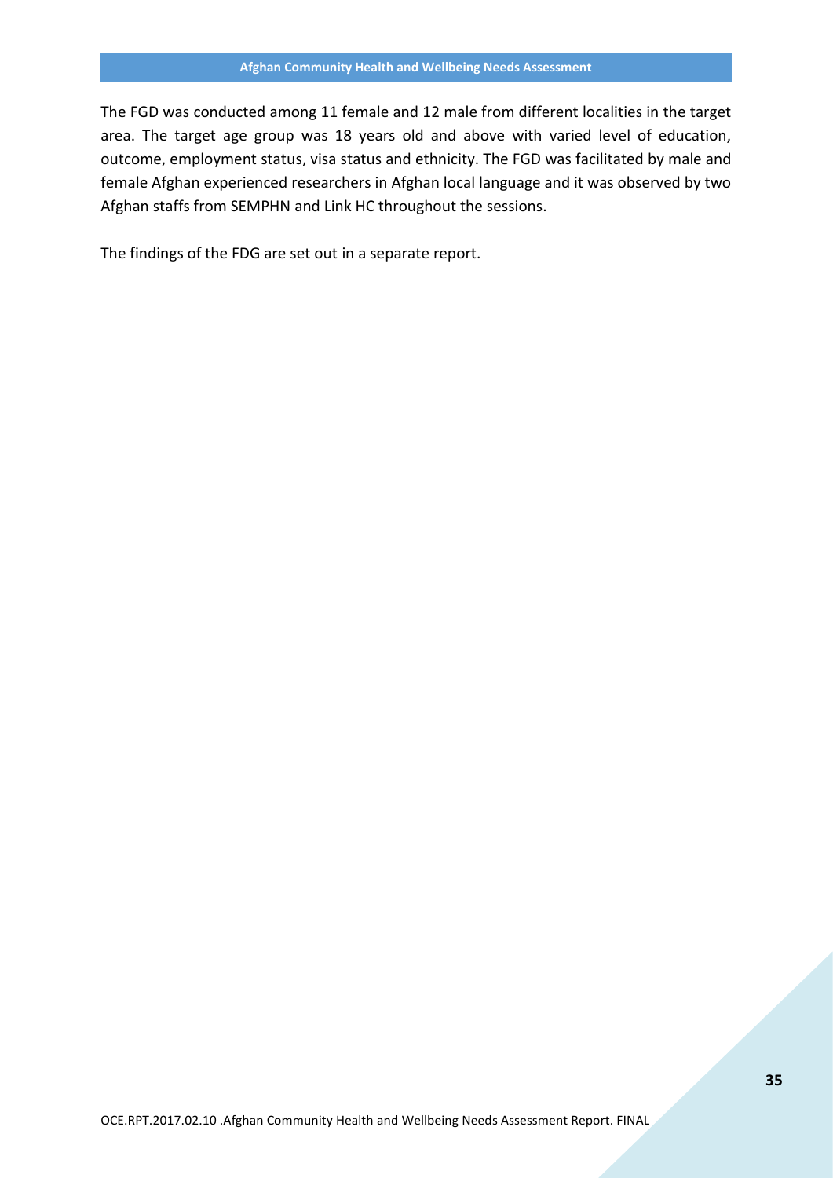The FGD was conducted among 11 female and 12 male from different localities in the target area. The target age group was 18 years old and above with varied level of education, outcome, employment status, visa status and ethnicity. The FGD was facilitated by male and female Afghan experienced researchers in Afghan local language and it was observed by two Afghan staffs from SEMPHN and Link HC throughout the sessions.

The findings of the FDG are set out in a separate report.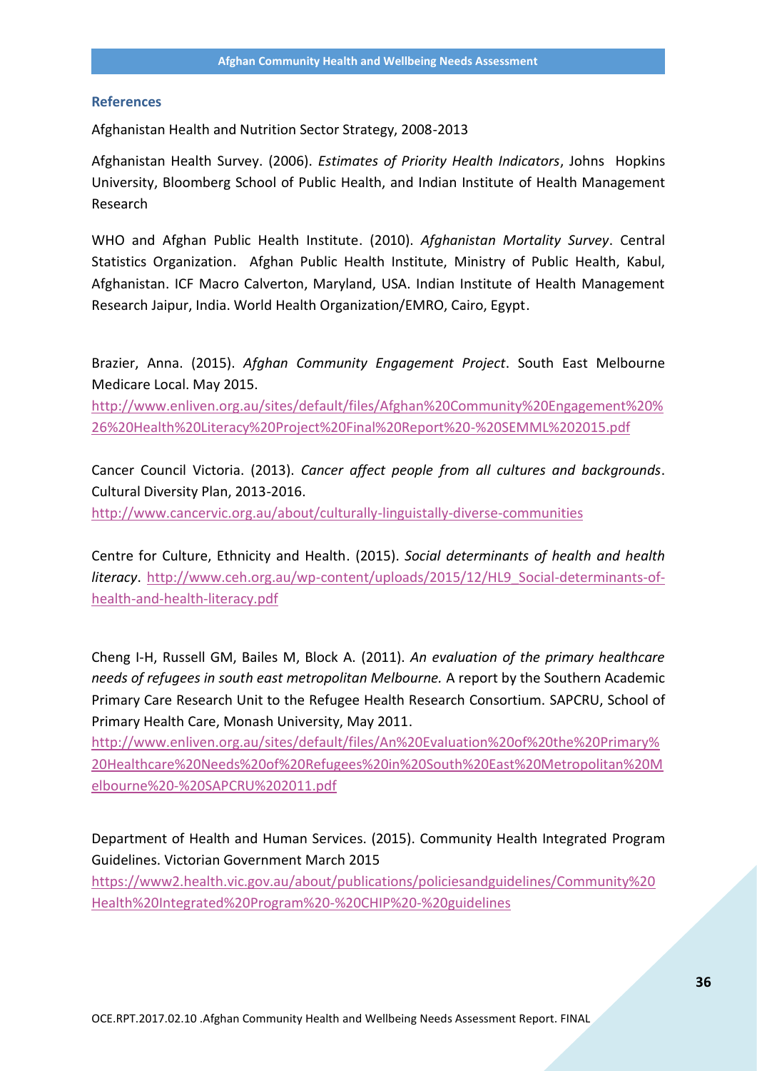## References

Afghanistan Health and Nutrition Sector Strategy, 2008-2013

Afghanistan Health Survey. (2006). *Estimates of Priority Health Indicators*, Johns Hopkins University, Bloomberg School of Public Health, and Indian Institute of Health Management Research

WHO and Afghan Public Health Institute. (2010). *Afghanistan Mortality Survey*. Central Statistics Organization. Afghan Public Health Institute, Ministry of Public Health, Kabul, Afghanistan. ICF Macro Calverton, Maryland, USA. Indian Institute of Health Management Research Jaipur, India. World Health Organization/EMRO, Cairo, Egypt.

Brazier, Anna. (2015). *Afghan Community Engagement Project*. South East Melbourne Medicare Local. May 2015.
http://www.enliven.org.au/sites/default/files/Afghan%20Community%20Engagement%20%26%20Health%20Literacy%20Project%20Final%20Report%20-%20SEMML%202015.pdf

Cancer Council Victoria. (2013). *Cancer affect people from all cultures and backgrounds*. Cultural Diversity Plan, 2013-2016.
http://www.cancervic.org.au/about/culturally-linguistally-diverse-communities

Centre for Culture, Ethnicity and Health. (2015). *Social determinants of health and health literacy*. http://www.ceh.org.au/wp-content/uploads/2015/12/HL9_Social-determinants-of-health-and-health-literacy.pdf

Cheng I-H, Russell GM, Bailes M, Block A. (2011). *An evaluation of the primary healthcare needs of refugees in south east metropolitan Melbourne.* A report by the Southern Academic Primary Care Research Unit to the Refugee Health Research Consortium. SAPCRU, School of Primary Health Care, Monash University, May 2011.
http://www.enliven.org.au/sites/default/files/An%20Evaluation%20of%20the%20Primary%20Healthcare%20Needs%20of%20Refugees%20in%20South%20East%20Metropolitan%20Melbourne%20-%20SAPCRU%202011.pdf

Department of Health and Human Services. (2015). Community Health Integrated Program Guidelines. Victorian Government March 2015
https://www2.health.vic.gov.au/about/publications/policiesandguidelines/Community%20Health%20Integrated%20Program%20-%20CHIP%20-%20guidelines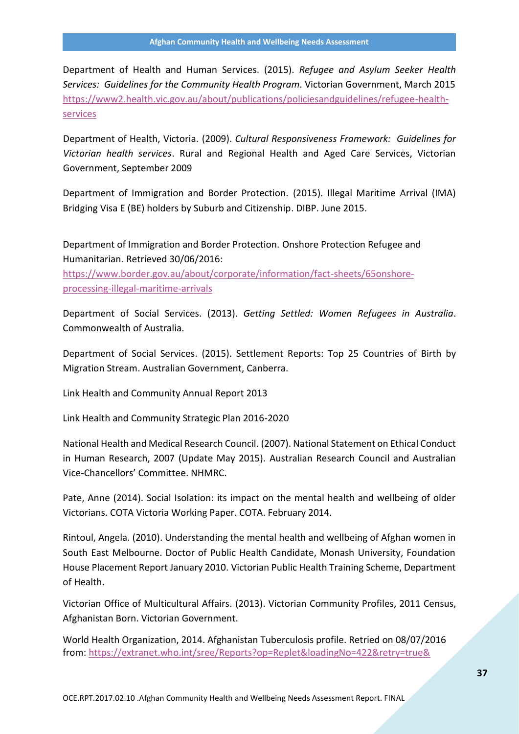Department of Health and Human Services. (2015). *Refugee and Asylum Seeker Health Services: Guidelines for the Community Health Program*. Victorian Government, March 2015 https://www2.health.vic.gov.au/about/publications/policiesandguidelines/refugee-health-services

Department of Health, Victoria. (2009). *Cultural Responsiveness Framework: Guidelines for Victorian health services*. Rural and Regional Health and Aged Care Services, Victorian Government, September 2009

Department of Immigration and Border Protection. (2015). Illegal Maritime Arrival (IMA) Bridging Visa E (BE) holders by Suburb and Citizenship. DIBP. June 2015.

Department of Immigration and Border Protection. Onshore Protection Refugee and Humanitarian. Retrieved 30/06/2016: https://www.border.gov.au/about/corporate/information/fact-sheets/65onshore-processing-illegal-maritime-arrivals

Department of Social Services. (2013). *Getting Settled: Women Refugees in Australia*. Commonwealth of Australia.

Department of Social Services. (2015). Settlement Reports: Top 25 Countries of Birth by Migration Stream. Australian Government, Canberra.

Link Health and Community Annual Report 2013

Link Health and Community Strategic Plan 2016-2020

National Health and Medical Research Council. (2007). National Statement on Ethical Conduct in Human Research, 2007 (Update May 2015). Australian Research Council and Australian Vice-Chancellors' Committee. NHMRC.

Pate, Anne (2014). Social Isolation: its impact on the mental health and wellbeing of older Victorians. COTA Victoria Working Paper. COTA. February 2014.

Rintoul, Angela. (2010). Understanding the mental health and wellbeing of Afghan women in South East Melbourne. Doctor of Public Health Candidate, Monash University, Foundation House Placement Report January 2010. Victorian Public Health Training Scheme, Department of Health.

Victorian Office of Multicultural Affairs. (2013). Victorian Community Profiles, 2011 Census, Afghanistan Born. Victorian Government.

World Health Organization, 2014. Afghanistan Tuberculosis profile. Retried on 08/07/2016 from: https://extranet.who.int/sree/Reports?op=Replet&loadingNo=422&retry=true&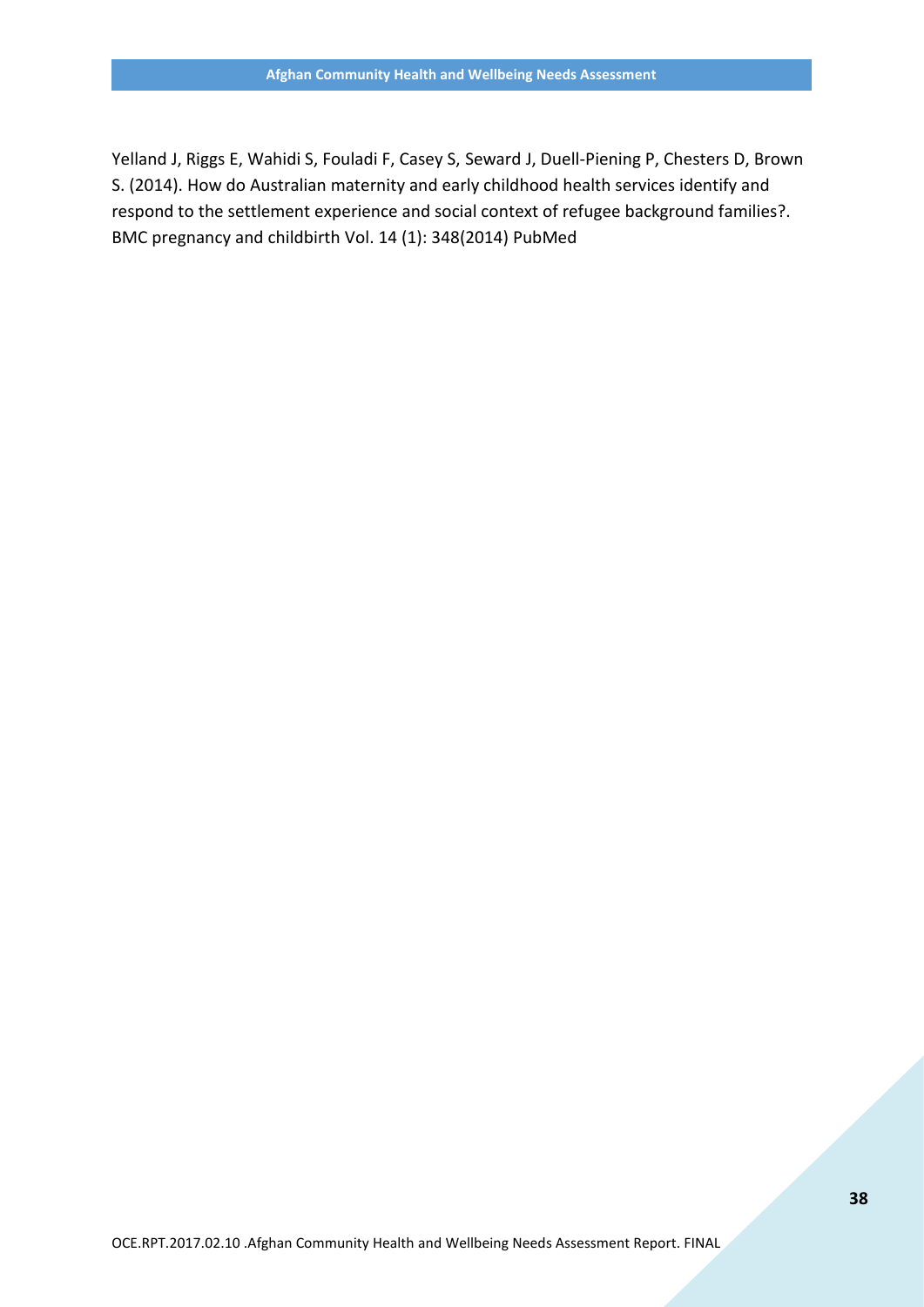Yelland J, Riggs E, Wahidi S, Fouladi F, Casey S, Seward J, Duell-Piening P, Chesters D, Brown S. (2014). How do Australian maternity and early childhood health services identify and respond to the settlement experience and social context of refugee background families?. BMC pregnancy and childbirth Vol. 14 (1): 348(2014) PubMed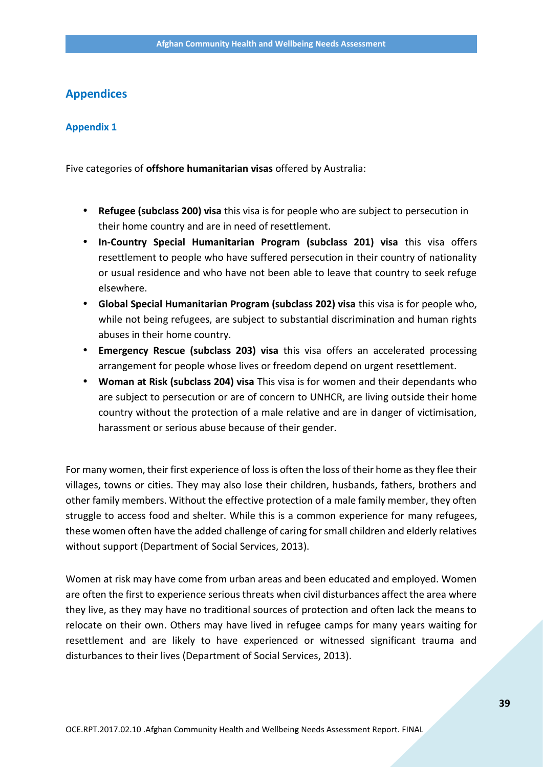## Appendices

### Appendix 1

Five categories of **offshore humanitarian visas** offered by Australia:

- **Refugee (subclass 200) visa** this visa is for people who are subject to persecution in their home country and are in need of resettlement.
- **In-Country Special Humanitarian Program (subclass 201) visa** this visa offers resettlement to people who have suffered persecution in their country of nationality or usual residence and who have not been able to leave that country to seek refuge elsewhere.
- **Global Special Humanitarian Program (subclass 202) visa** this visa is for people who, while not being refugees, are subject to substantial discrimination and human rights abuses in their home country.
- **Emergency Rescue (subclass 203) visa** this visa offers an accelerated processing arrangement for people whose lives or freedom depend on urgent resettlement.
- **Woman at Risk (subclass 204) visa** This visa is for women and their dependants who are subject to persecution or are of concern to UNHCR, are living outside their home country without the protection of a male relative and are in danger of victimisation, harassment or serious abuse because of their gender.

For many women, their first experience of loss is often the loss of their home as they flee their villages, towns or cities. They may also lose their children, husbands, fathers, brothers and other family members. Without the effective protection of a male family member, they often struggle to access food and shelter. While this is a common experience for many refugees, these women often have the added challenge of caring for small children and elderly relatives without support (Department of Social Services, 2013).

Women at risk may have come from urban areas and been educated and employed. Women are often the first to experience serious threats when civil disturbances affect the area where they live, as they may have no traditional sources of protection and often lack the means to relocate on their own. Others may have lived in refugee camps for many years waiting for resettlement and are likely to have experienced or witnessed significant trauma and disturbances to their lives (Department of Social Services, 2013).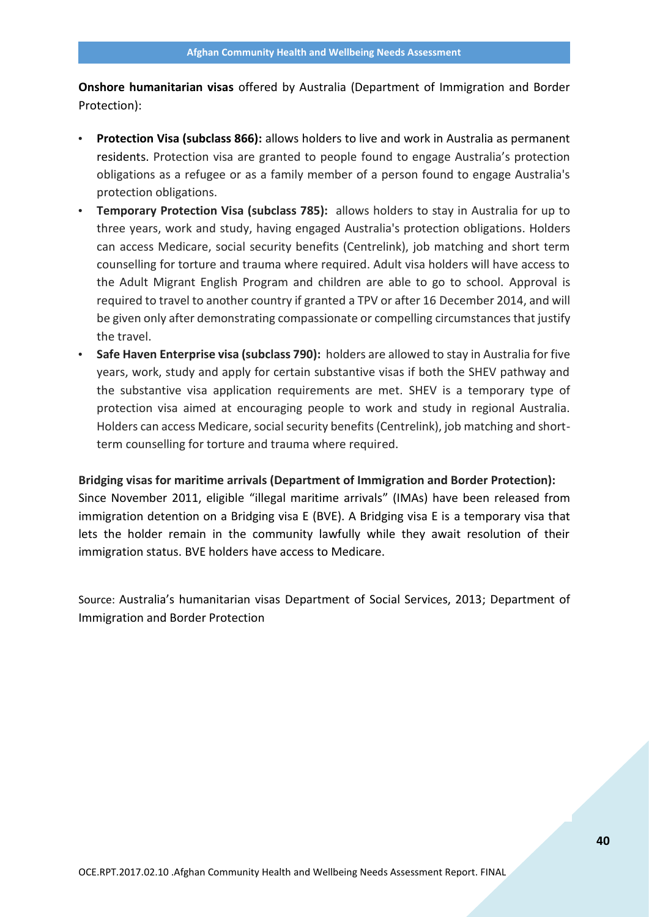**Onshore humanitarian visas** offered by Australia (Department of Immigration and Border Protection):

- **Protection Visa (subclass 866):** allows holders to live and work in Australia as permanent residents. Protection visa are granted to people found to engage Australia's protection obligations as a refugee or as a family member of a person found to engage Australia's protection obligations.
- **Temporary Protection Visa (subclass 785):** allows holders to stay in Australia for up to three years, work and study, having engaged Australia's protection obligations. Holders can access Medicare, social security benefits (Centrelink), job matching and short term counselling for torture and trauma where required. Adult visa holders will have access to the Adult Migrant English Program and children are able to go to school. Approval is required to travel to another country if granted a TPV or after 16 December 2014, and will be given only after demonstrating compassionate or compelling circumstances that justify the travel.
- **Safe Haven Enterprise visa (subclass 790):** holders are allowed to stay in Australia for five years, work, study and apply for certain substantive visas if both the SHEV pathway and the substantive visa application requirements are met. SHEV is a temporary type of protection visa aimed at encouraging people to work and study in regional Australia. Holders can access Medicare, social security benefits (Centrelink), job matching and short-term counselling for torture and trauma where required.

**Bridging visas for maritime arrivals (Department of Immigration and Border Protection):**
Since November 2011, eligible "illegal maritime arrivals" (IMAs) have been released from immigration detention on a Bridging visa E (BVE). A Bridging visa E is a temporary visa that lets the holder remain in the community lawfully while they await resolution of their immigration status. BVE holders have access to Medicare.

Source: Australia's humanitarian visas Department of Social Services, 2013; Department of Immigration and Border Protection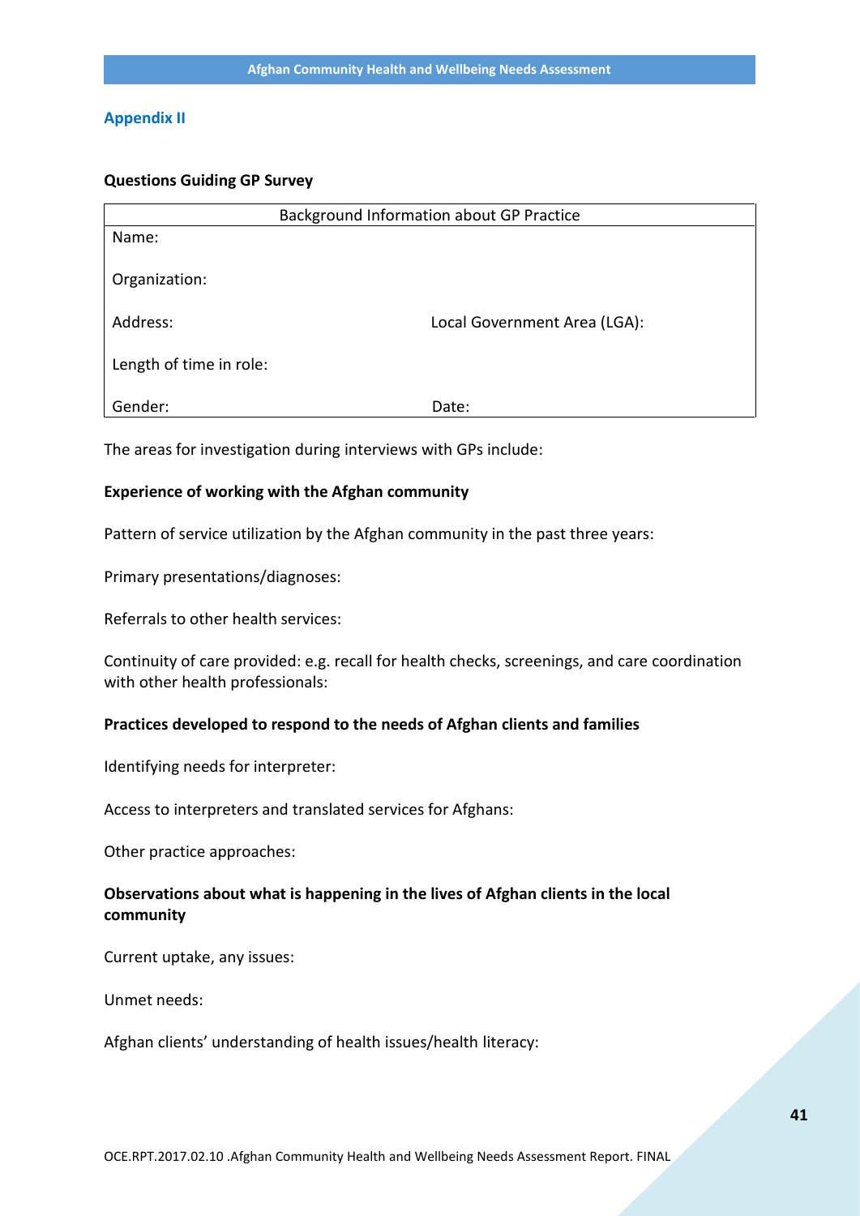## Appendix II

**Questions Guiding GP Survey**

| Background Information about GP Practice | |
|---|---|
| Name: | |
| Organization: | |
| Address: | Local Government Area (LGA): |
| Length of time in role: | |
| Gender: | Date: |

The areas for investigation during interviews with GPs include:

**Experience of working with the Afghan community**

Pattern of service utilization by the Afghan community in the past three years:

Primary presentations/diagnoses:

Referrals to other health services:

Continuity of care provided: e.g. recall for health checks, screenings, and care coordination with other health professionals:

**Practices developed to respond to the needs of Afghan clients and families**

Identifying needs for interpreter:

Access to interpreters and translated services for Afghans:

Other practice approaches:

**Observations about what is happening in the lives of Afghan clients in the local community**

Current uptake, any issues:

Unmet needs:

Afghan clients' understanding of health issues/health literacy: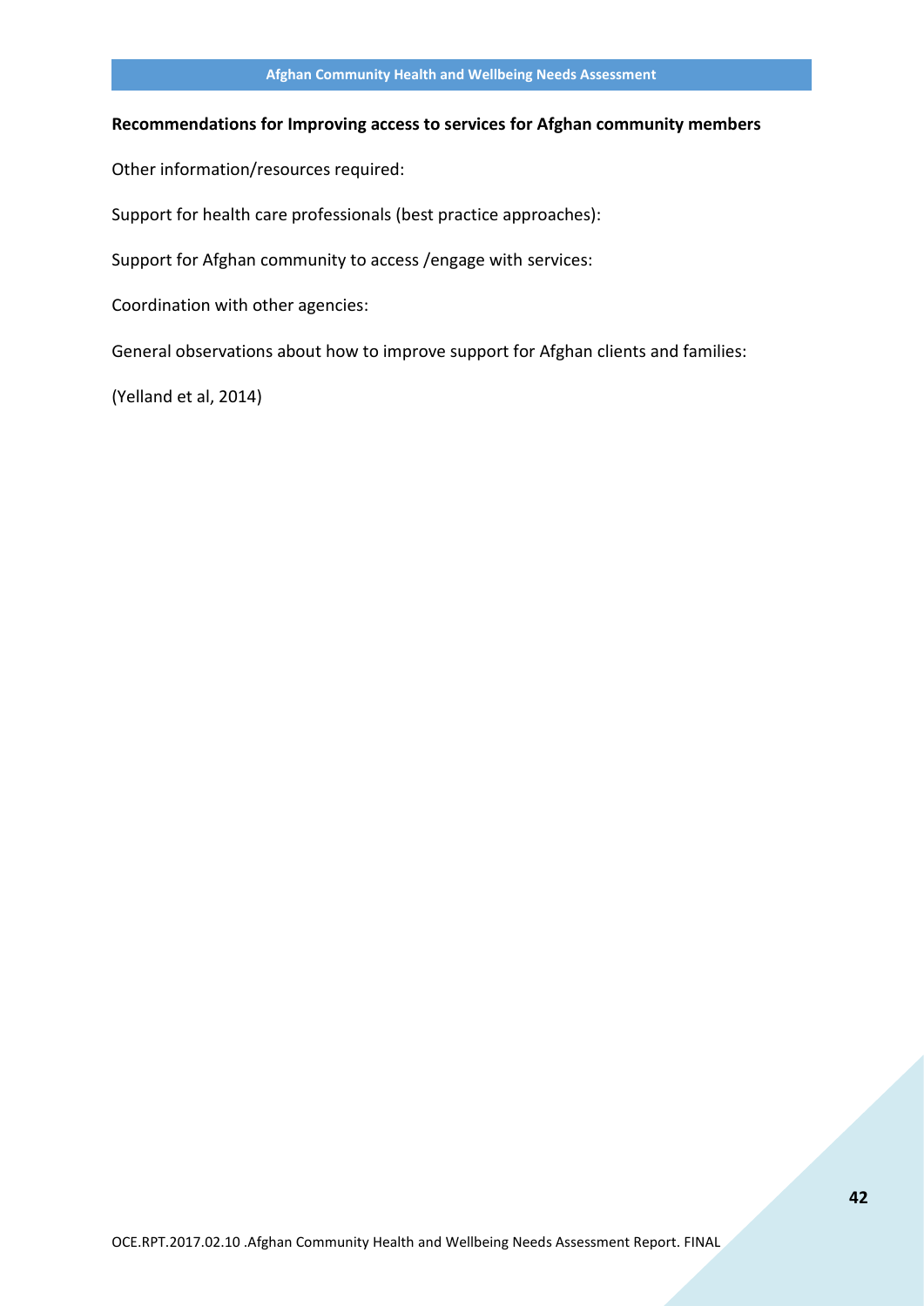**Recommendations for Improving access to services for Afghan community members**

Other information/resources required:

Support for health care professionals (best practice approaches):

Support for Afghan community to access /engage with services:

Coordination with other agencies:

General observations about how to improve support for Afghan clients and families:

(Yelland et al, 2014)